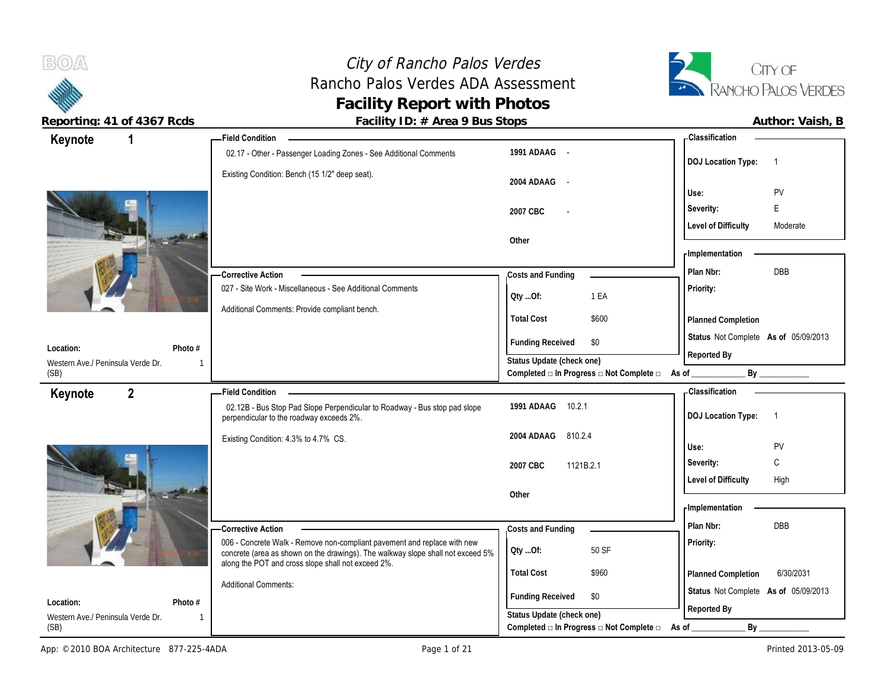# City of Rancho Palos Verdes
## Rancho Palos Verdes ADA Assessment
## Facility Report with Photos

**Reporting: 41 of 4367 Rcds** | **Facility ID: # Area 9 Bus Stops** | **Author: Vaish, B**

---

## Keynote 1

**Location:** Western Ave./ Peninsula Verde Dr. (SB)
**Photo #:** 1

**Field Condition**

02.17 - Other - Passenger Loading Zones - See Additional Comments

Existing Condition: Bench (15 1/2" deep seat).

| | |
|---|---|
| 1991 ADAAG | - |
| 2004 ADAAG | - |
| 2007 CBC | - |
| Other | |

**Corrective Action**

027 - Site Work - Miscellaneous - See Additional Comments

Additional Comments: Provide compliant bench.

**Costs and Funding**

| | |
|---|---|
| Qty ...Of: | 1 EA |
| Total Cost | $600 |
| Funding Received | $0 |

Status Update (check one)
Completed □ In Progress □ Not Complete □ As of ____________ By ____________

**Classification**

| | |
|---|---|
| DOJ Location Type: | 1 |
| Use: | PV |
| Severity: | E |
| Level of Difficulty | Moderate |

**Implementation**

| | |
|---|---|
| Plan Nbr: | DBB |
| Priority: | |
| Planned Completion | |
| Status | Not Complete As of 05/09/2013 |
| Reported By | |

---

## Keynote 2

**Location:** Western Ave./ Peninsula Verde Dr. (SB)
**Photo #:** 1

**Field Condition**

02.12B - Bus Stop Pad Slope Perpendicular to Roadway - Bus stop pad slope perpendicular to the roadway exceeds 2%.

Existing Condition: 4.3% to 4.7% CS.

| | |
|---|---|
| 1991 ADAAG | 10.2.1 |
| 2004 ADAAG | 810.2.4 |
| 2007 CBC | 1121B.2.1 |
| Other | |

**Corrective Action**

006 - Concrete Walk - Remove non-compliant pavement and replace with new concrete (area as shown on the drawings). The walkway slope shall not exceed 5% along the POT and cross slope shall not exceed 2%.

Additional Comments:

**Costs and Funding**

| | |
|---|---|
| Qty ...Of: | 50 SF |
| Total Cost | $960 |
| Funding Received | $0 |

Status Update (check one)
Completed □ In Progress □ Not Complete □ As of ____________ By ____________

**Classification**

| | |
|---|---|
| DOJ Location Type: | 1 |
| Use: | PV |
| Severity: | C |
| Level of Difficulty | High |

**Implementation**

| | |
|---|---|
| Plan Nbr: | DBB |
| Priority: | |
| Planned Completion | 6/30/2031 |
| Status | Not Complete As of 05/09/2013 |
| Reported By | |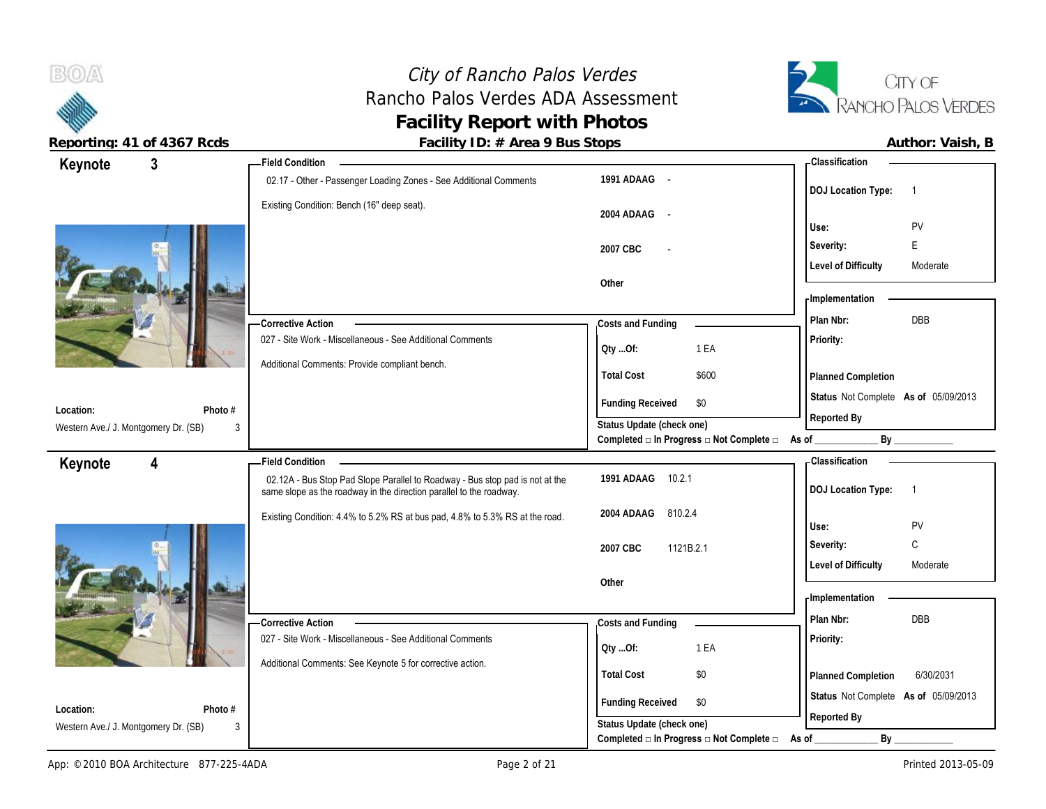## Keynote 3

**Location:** Western Ave./ J. Montgomery Dr. (SB)

**Photo #** 3

**Field Condition**

02.17 - Other - Passenger Loading Zones - See Additional Comments

Existing Condition: Bench (16" deep seat).

| | |
|---|---|
| **1991 ADAAG** | - |
| **2004 ADAAG** | - |
| **2007 CBC** | - |
| **Other** | |

**Corrective Action**

027 - Site Work - Miscellaneous - See Additional Comments

Additional Comments: Provide compliant bench.

**Costs and Funding**

| | |
|---|---|
| **Qty ...Of:** | 1 EA |
| **Total Cost** | $600 |
| **Funding Received** | $0 |

**Status Update (check one)**

Completed □ In Progress □ Not Complete □ As of ____________ By ____________

**Classification**

| | |
|---|---|
| **DOJ Location Type:** | 1 |
| **Use:** | PV |
| **Severity:** | E |
| **Level of Difficulty** | Moderate |

**Implementation**

| | |
|---|---|
| **Plan Nbr:** | DBB |
| **Priority:** | |
| **Planned Completion** | |
| **Status** Not Complete | **As of** 05/09/2013 |
| **Reported By** | |

## Keynote 4

**Location:** Western Ave./ J. Montgomery Dr. (SB)

**Photo #** 3

**Field Condition**

02.12A - Bus Stop Pad Slope Parallel to Roadway - Bus stop pad is not at the same slope as the roadway in the direction parallel to the roadway.

Existing Condition: 4.4% to 5.2% RS at bus pad, 4.8% to 5.3% RS at the road.

| | |
|---|---|
| **1991 ADAAG** | 10.2.1 |
| **2004 ADAAG** | 810.2.4 |
| **2007 CBC** | 1121B.2.1 |
| **Other** | |

**Corrective Action**

027 - Site Work - Miscellaneous - See Additional Comments

Additional Comments: See Keynote 5 for corrective action.

**Costs and Funding**

| | |
|---|---|
| **Qty ...Of:** | 1 EA |
| **Total Cost** | $0 |
| **Funding Received** | $0 |

**Status Update (check one)**

Completed □ In Progress □ Not Complete □ As of ____________ By ____________

**Classification**

| | |
|---|---|
| **DOJ Location Type:** | 1 |
| **Use:** | PV |
| **Severity:** | C |
| **Level of Difficulty** | Moderate |

**Implementation**

| | |
|---|---|
| **Plan Nbr:** | DBB |
| **Priority:** | |
| **Planned Completion** | 6/30/2031 |
| **Status** Not Complete | **As of** 05/09/2013 |
| **Reported By** | |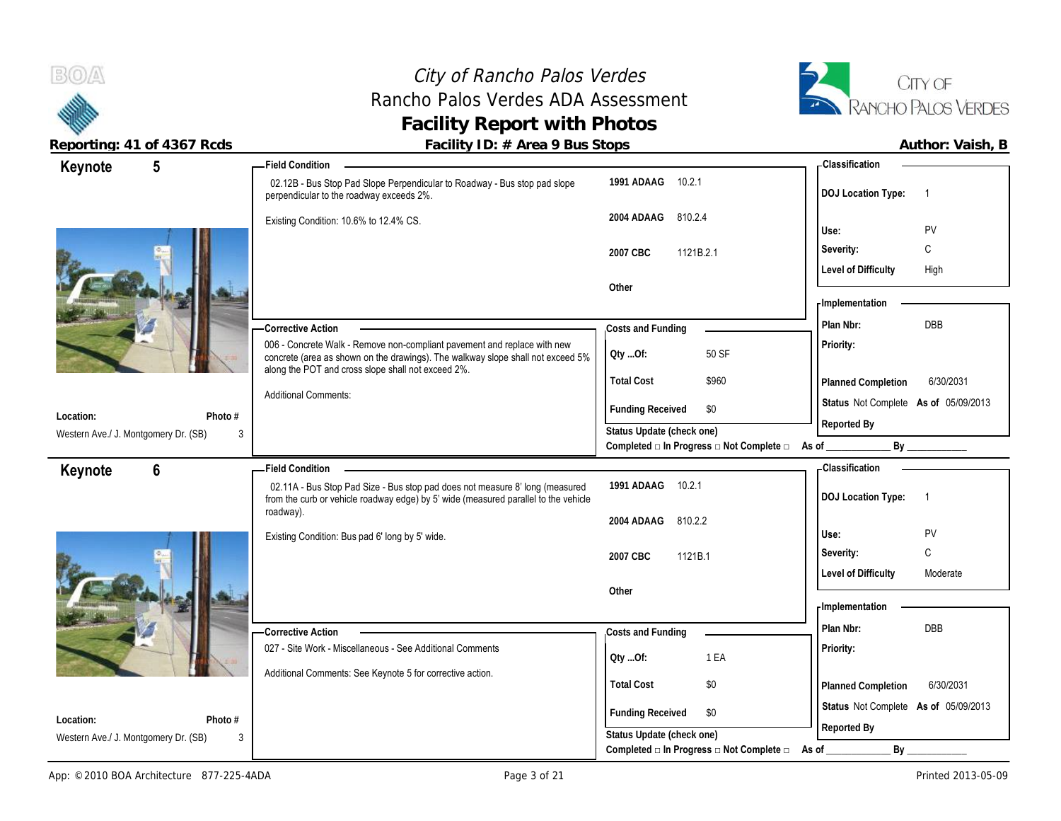# City of Rancho Palos Verdes
## Rancho Palos Verdes ADA Assessment
## Facility Report with Photos

**Reporting: 41 of 4367 Rcds** | **Facility ID: # Area 9 Bus Stops** | **Author: Vaish, B**

---

## Keynote 5

**Field Condition**

02.12B - Bus Stop Pad Slope Perpendicular to Roadway - Bus stop pad slope perpendicular to the roadway exceeds 2%.

Existing Condition: 10.6% to 12.4% CS.

| Code | Section |
|---|---|
| 1991 ADAAG | 10.2.1 |
| 2004 ADAAG | 810.2.4 |
| 2007 CBC | 1121B.2.1 |
| Other | |

**Classification**

| | |
|---|---|
| DOJ Location Type: | 1 |
| Use: | PV |
| Severity: | C |
| Level of Difficulty | High |

**Corrective Action**

006 - Concrete Walk - Remove non-compliant pavement and replace with new concrete (area as shown on the drawings). The walkway slope shall not exceed 5% along the POT and cross slope shall not exceed 2%.

Additional Comments:

**Costs and Funding**

| | |
|---|---|
| Qty ...Of: | 50 SF |
| Total Cost | $960 |
| Funding Received | $0 |

Status Update (check one)
Completed □ In Progress □ Not Complete □ As of ____________ By ____________

**Implementation**

| | |
|---|---|
| Plan Nbr: | DBB |
| Priority: | |
| Planned Completion | 6/30/2031 |
| Status | Not Complete As of 05/09/2013 |
| Reported By | |

**Location:** Western Ave./ J. Montgomery Dr. (SB) — **Photo #** 3

---

## Keynote 6

**Field Condition**

02.11A - Bus Stop Pad Size - Bus stop pad does not measure 8' long (measured from the curb or vehicle roadway edge) by 5' wide (measured parallel to the vehicle roadway).

Existing Condition: Bus pad 6' long by 5' wide.

| Code | Section |
|---|---|
| 1991 ADAAG | 10.2.1 |
| 2004 ADAAG | 810.2.2 |
| 2007 CBC | 1121B.1 |
| Other | |

**Classification**

| | |
|---|---|
| DOJ Location Type: | 1 |
| Use: | PV |
| Severity: | C |
| Level of Difficulty | Moderate |

**Corrective Action**

027 - Site Work - Miscellaneous - See Additional Comments

Additional Comments: See Keynote 5 for corrective action.

**Costs and Funding**

| | |
|---|---|
| Qty ...Of: | 1 EA |
| Total Cost | $0 |
| Funding Received | $0 |

Status Update (check one)
Completed □ In Progress □ Not Complete □ As of ____________ By ____________

**Implementation**

| | |
|---|---|
| Plan Nbr: | DBB |
| Priority: | |
| Planned Completion | 6/30/2031 |
| Status | Not Complete As of 05/09/2013 |
| Reported By | |

**Location:** Western Ave./ J. Montgomery Dr. (SB) — **Photo #** 3

App: © 2010 BOA Architecture 877-225-4ADA | Printed 2013-05-09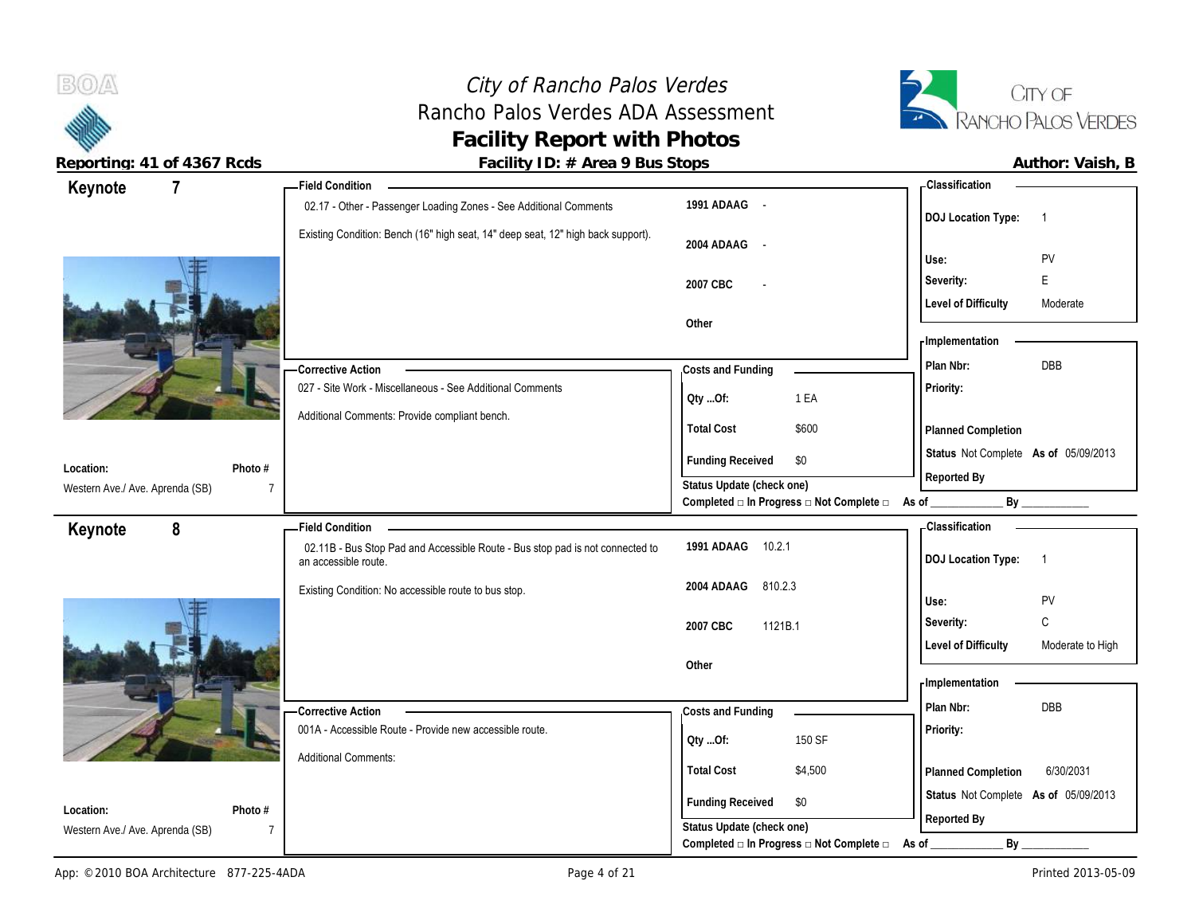# City of Rancho Palos Verdes
## Rancho Palos Verdes ADA Assessment
## Facility Report with Photos

**Reporting: 41 of 4367 Rcds**

**Facility ID: # Area 9 Bus Stops**

**Author: Vaish, B**

---

## Keynote 7

**Location:** Western Ave./ Ave. Aprenda (SB)

**Photo #:** 7

### Field Condition

02.17 - Other - Passenger Loading Zones - See Additional Comments

Existing Condition: Bench (16" high seat, 14" deep seat, 12" high back support).

| | |
|---|---|
| 1991 ADAAG | - |
| 2004 ADAAG | - |
| 2007 CBC | - |
| Other | |

### Classification

| | |
|---|---|
| DOJ Location Type: | 1 |
| Use: | PV |
| Severity: | E |
| Level of Difficulty | Moderate |

### Corrective Action

027 - Site Work - Miscellaneous - See Additional Comments

Additional Comments: Provide compliant bench.

### Costs and Funding

| | |
|---|---|
| Qty ...Of: | 1 EA |
| Total Cost | $600 |
| Funding Received | $0 |

Status Update (check one)

Completed □ In Progress □ Not Complete □ As of ____________ By ____________

### Implementation

| | |
|---|---|
| Plan Nbr: | DBB |
| Priority: | |
| Planned Completion | |
| Status | Not Complete As of 05/09/2013 |
| Reported By | |

---

## Keynote 8

**Location:** Western Ave./ Ave. Aprenda (SB)

**Photo #:** 7

### Field Condition

02.11B - Bus Stop Pad and Accessible Route - Bus stop pad is not connected to an accessible route.

Existing Condition: No accessible route to bus stop.

| | |
|---|---|
| 1991 ADAAG | 10.2.1 |
| 2004 ADAAG | 810.2.3 |
| 2007 CBC | 1121B.1 |
| Other | |

### Classification

| | |
|---|---|
| DOJ Location Type: | 1 |
| Use: | PV |
| Severity: | C |
| Level of Difficulty | Moderate to High |

### Corrective Action

001A - Accessible Route - Provide new accessible route.

Additional Comments:

### Costs and Funding

| | |
|---|---|
| Qty ...Of: | 150 SF |
| Total Cost | $4,500 |
| Funding Received | $0 |

Status Update (check one)

Completed □ In Progress □ Not Complete □ As of ____________ By ____________

### Implementation

| | |
|---|---|
| Plan Nbr: | DBB |
| Priority: | |
| Planned Completion | 6/30/2031 |
| Status | Not Complete As of 05/09/2013 |
| Reported By | |

---

App: © 2010 BOA Architecture 877-225-4ADA

Printed 2013-05-09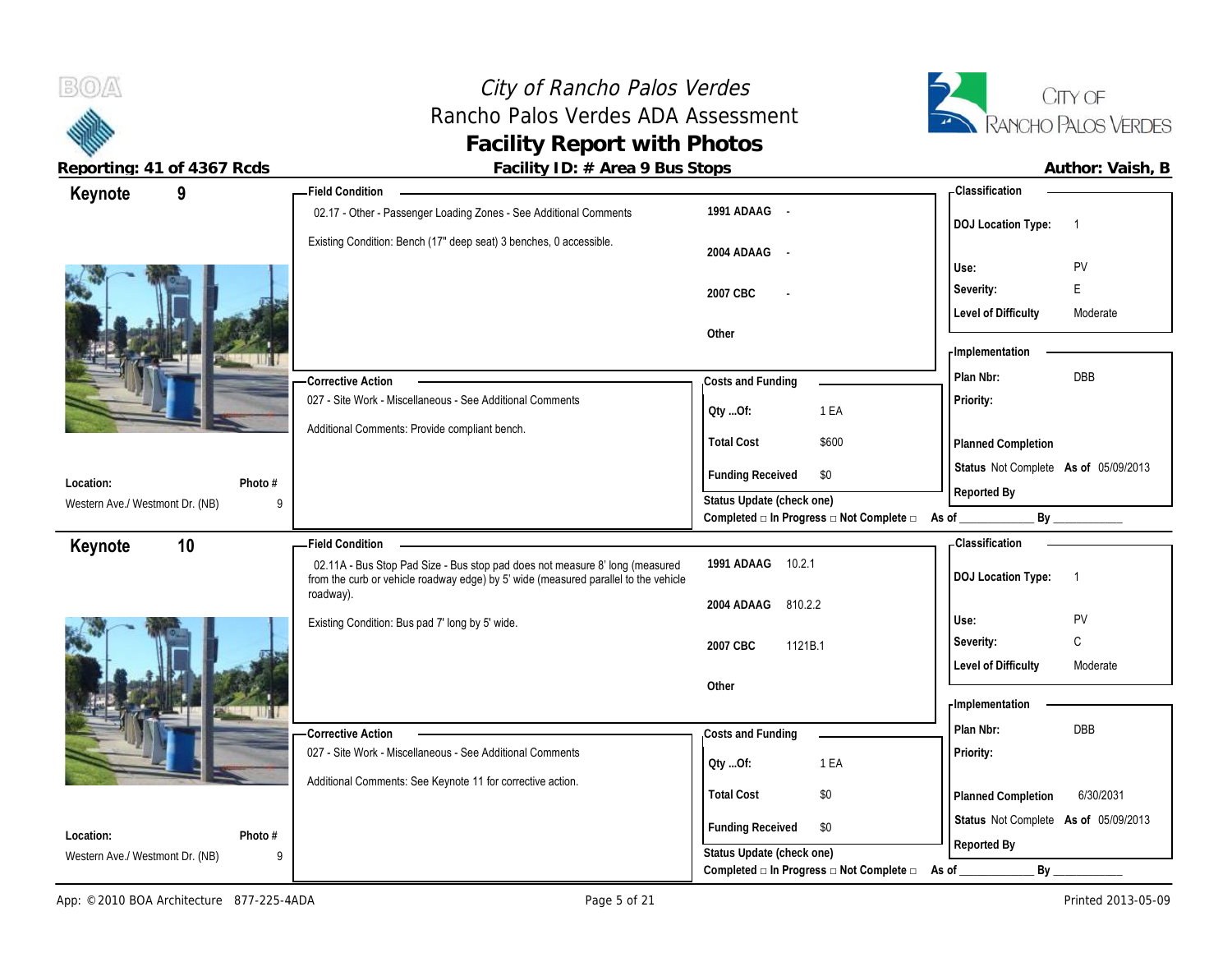# City of Rancho Palos Verdes
## Rancho Palos Verdes ADA Assessment
## Facility Report with Photos

**Reporting: 41 of 4367 Rcds**

**Facility ID: # Area 9 Bus Stops**

**Author: Vaish, B**

---

### Keynote 9

**Location:** Western Ave./ Westmont Dr. (NB)

**Photo #:** 9

**Field Condition**

02.17 - Other - Passenger Loading Zones - See Additional Comments

Existing Condition: Bench (17" deep seat) 3 benches, 0 accessible.

| | |
|---|---|
| 1991 ADAAG | - |
| 2004 ADAAG | - |
| 2007 CBC | - |
| Other | |

**Classification**

| | |
|---|---|
| DOJ Location Type: | 1 |
| Use: | PV |
| Severity: | E |
| Level of Difficulty | Moderate |

**Corrective Action**

027 - Site Work - Miscellaneous - See Additional Comments

Additional Comments: Provide compliant bench.

**Costs and Funding**

| | |
|---|---|
| Qty ...Of: | 1 EA |
| Total Cost | $600 |
| Funding Received | $0 |

**Implementation**

| | |
|---|---|
| Plan Nbr: | DBB |
| Priority: | |
| Planned Completion | |
| Status | Not Complete As of 05/09/2013 |
| Reported By | |

Status Update (check one)
Completed □ In Progress □ Not Complete □ As of ____________ By ____________

---

### Keynote 10

**Location:** Western Ave./ Westmont Dr. (NB)

**Photo #:** 9

**Field Condition**

02.11A - Bus Stop Pad Size - Bus stop pad does not measure 8' long (measured from the curb or vehicle roadway edge) by 5' wide (measured parallel to the vehicle roadway).

Existing Condition: Bus pad 7' long by 5' wide.

| | |
|---|---|
| 1991 ADAAG | 10.2.1 |
| 2004 ADAAG | 810.2.2 |
| 2007 CBC | 1121B.1 |
| Other | |

**Classification**

| | |
|---|---|
| DOJ Location Type: | 1 |
| Use: | PV |
| Severity: | C |
| Level of Difficulty | Moderate |

**Corrective Action**

027 - Site Work - Miscellaneous - See Additional Comments

Additional Comments: See Keynote 11 for corrective action.

**Costs and Funding**

| | |
|---|---|
| Qty ...Of: | 1 EA |
| Total Cost | $0 |
| Funding Received | $0 |

**Implementation**

| | |
|---|---|
| Plan Nbr: | DBB |
| Priority: | |
| Planned Completion | 6/30/2031 |
| Status | Not Complete As of 05/09/2013 |
| Reported By | |

Status Update (check one)
Completed □ In Progress □ Not Complete □ As of ____________ By ____________

---

App: © 2010 BOA Architecture 877-225-4ADA

Printed 2013-05-09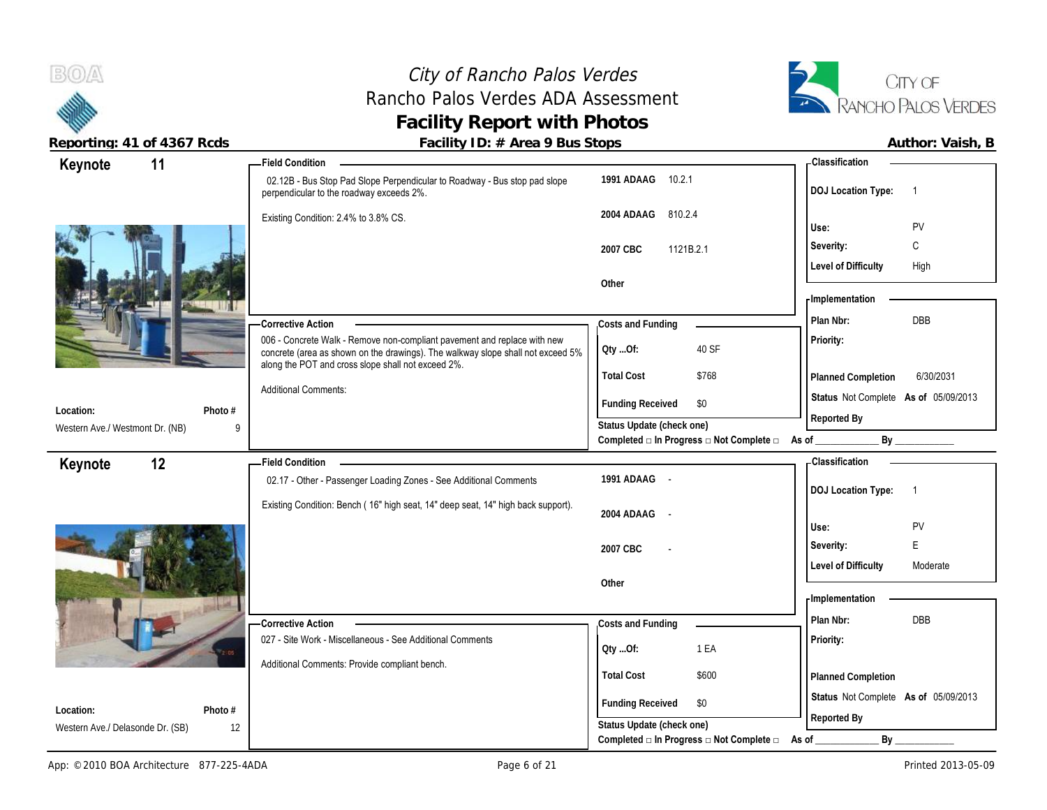# City of Rancho Palos Verdes
## Rancho Palos Verdes ADA Assessment
## Facility Report with Photos

**Reporting: 41 of 4367 Rcds** | **Facility ID: # Area 9 Bus Stops** | **Author: Vaish, B**

---

### Keynote 11

**Location:** Western Ave./ Westmont Dr. (NB)
**Photo #:** 9

**Field Condition**

02.12B - Bus Stop Pad Slope Perpendicular to Roadway - Bus stop pad slope perpendicular to the roadway exceeds 2%.

Existing Condition: 2.4% to 3.8% CS.

| | |
|---|---|
| 1991 ADAAG | 10.2.1 |
| 2004 ADAAG | 810.2.4 |
| 2007 CBC | 1121B.2.1 |
| Other | |

**Corrective Action**

006 - Concrete Walk - Remove non-compliant pavement and replace with new concrete (area as shown on the drawings). The walkway slope shall not exceed 5% along the POT and cross slope shall not exceed 2%.

Additional Comments:

**Costs and Funding**

| | |
|---|---|
| Qty ...Of: | 40 SF |
| Total Cost | $768 |
| Funding Received | $0 |

Status Update (check one)
Completed □ In Progress □ Not Complete □ As of ____________ By ____________

**Classification**

| | |
|---|---|
| DOJ Location Type: | 1 |
| Use: | PV |
| Severity: | C |
| Level of Difficulty | High |

**Implementation**

| | |
|---|---|
| Plan Nbr: | DBB |
| Priority: | |
| Planned Completion | 6/30/2031 |
| Status | Not Complete As of 05/09/2013 |
| Reported By | |

---

### Keynote 12

**Location:** Western Ave./ Delasonde Dr. (SB)
**Photo #:** 12

**Field Condition**

02.17 - Other - Passenger Loading Zones - See Additional Comments

Existing Condition: Bench ( 16" high seat, 14" deep seat, 14" high back support).

| | |
|---|---|
| 1991 ADAAG | - |
| 2004 ADAAG | - |
| 2007 CBC | - |
| Other | |

**Corrective Action**

027 - Site Work - Miscellaneous - See Additional Comments

Additional Comments: Provide compliant bench.

**Costs and Funding**

| | |
|---|---|
| Qty ...Of: | 1 EA |
| Total Cost | $600 |
| Funding Received | $0 |

Status Update (check one)
Completed □ In Progress □ Not Complete □ As of ____________ By ____________

**Classification**

| | |
|---|---|
| DOJ Location Type: | 1 |
| Use: | PV |
| Severity: | E |
| Level of Difficulty | Moderate |

**Implementation**

| | |
|---|---|
| Plan Nbr: | DBB |
| Priority: | |
| Planned Completion | |
| Status | Not Complete As of 05/09/2013 |
| Reported By | |

---

App: © 2010 BOA Architecture 877-225-4ADA | Printed 2013-05-09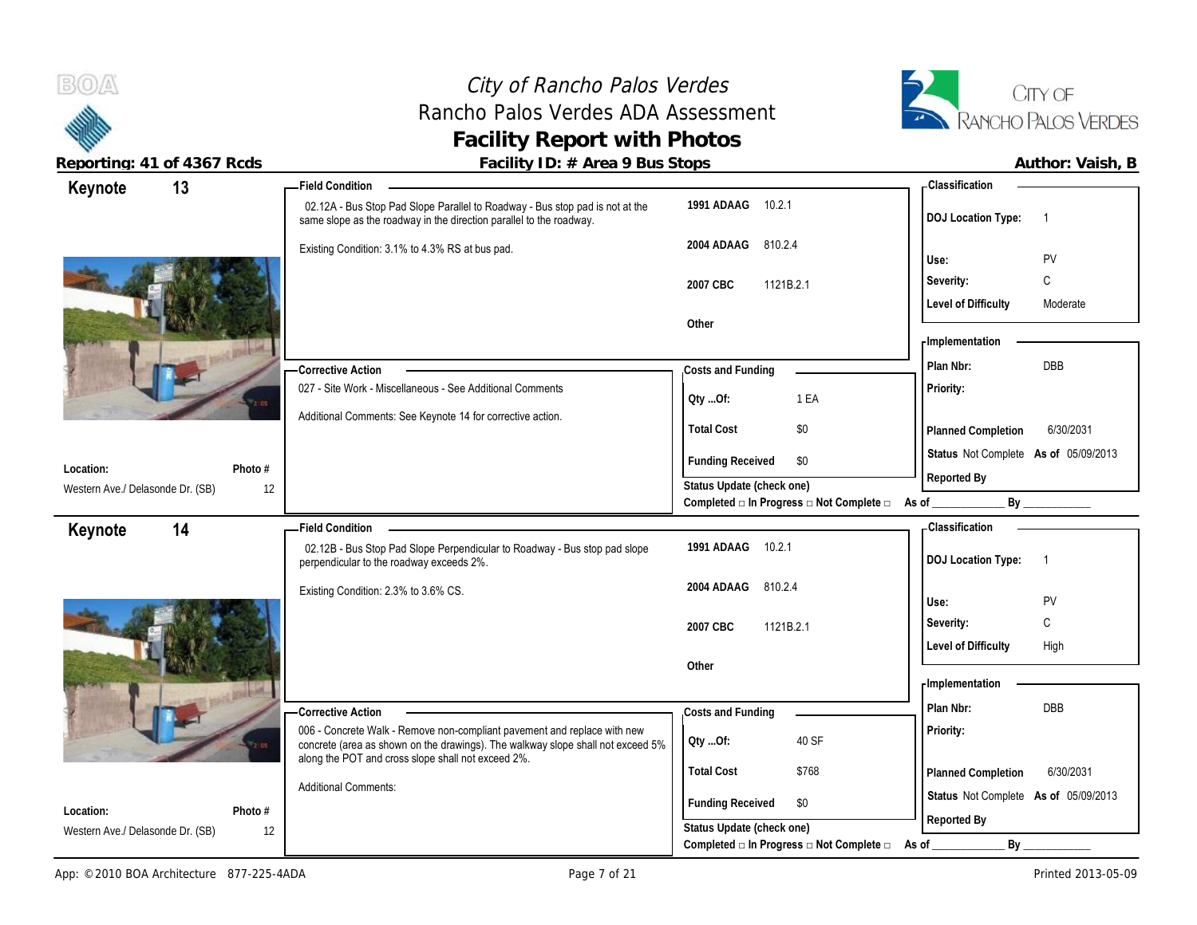# City of Rancho Palos Verdes
## Rancho Palos Verdes ADA Assessment
## Facility Report with Photos

**Reporting: 41 of 4367 Rcds** | **Facility ID: # Area 9 Bus Stops** | **Author: Vaish, B**

---

## Keynote 13

**Location:** Western Ave./ Delasonde Dr. (SB)
**Photo #:** 12

### Field Condition

02.12A - Bus Stop Pad Slope Parallel to Roadway - Bus stop pad is not at the same slope as the roadway in the direction parallel to the roadway.

Existing Condition: 3.1% to 4.3% RS at bus pad.

| Code | Section |
|---|---|
| 1991 ADAAG | 10.2.1 |
| 2004 ADAAG | 810.2.4 |
| 2007 CBC | 1121B.2.1 |
| Other | |

### Classification

| | |
|---|---|
| DOJ Location Type: | 1 |
| Use: | PV |
| Severity: | C |
| Level of Difficulty | Moderate |

### Corrective Action

027 - Site Work - Miscellaneous - See Additional Comments

Additional Comments: See Keynote 14 for corrective action.

### Costs and Funding

| | |
|---|---|
| Qty ...Of: | 1 EA |
| Total Cost | $0 |
| Funding Received | $0 |

Status Update (check one)
Completed □ In Progress □ Not Complete □ As of ____________ By ____________

### Implementation

| | |
|---|---|
| Plan Nbr: | DBB |
| Priority: | |
| Planned Completion | 6/30/2031 |
| Status | Not Complete As of 05/09/2013 |
| Reported By | |

---

## Keynote 14

**Location:** Western Ave./ Delasonde Dr. (SB)
**Photo #:** 12

### Field Condition

02.12B - Bus Stop Pad Slope Perpendicular to Roadway - Bus stop pad slope perpendicular to the roadway exceeds 2%.

Existing Condition: 2.3% to 3.6% CS.

| Code | Section |
|---|---|
| 1991 ADAAG | 10.2.1 |
| 2004 ADAAG | 810.2.4 |
| 2007 CBC | 1121B.2.1 |
| Other | |

### Classification

| | |
|---|---|
| DOJ Location Type: | 1 |
| Use: | PV |
| Severity: | C |
| Level of Difficulty | High |

### Corrective Action

006 - Concrete Walk - Remove non-compliant pavement and replace with new concrete (area as shown on the drawings). The walkway slope shall not exceed 5% along the POT and cross slope shall not exceed 2%.

Additional Comments:

### Costs and Funding

| | |
|---|---|
| Qty ...Of: | 40 SF |
| Total Cost | $768 |
| Funding Received | $0 |

Status Update (check one)
Completed □ In Progress □ Not Complete □ As of ____________ By ____________

### Implementation

| | |
|---|---|
| Plan Nbr: | DBB |
| Priority: | |
| Planned Completion | 6/30/2031 |
| Status | Not Complete As of 05/09/2013 |
| Reported By | |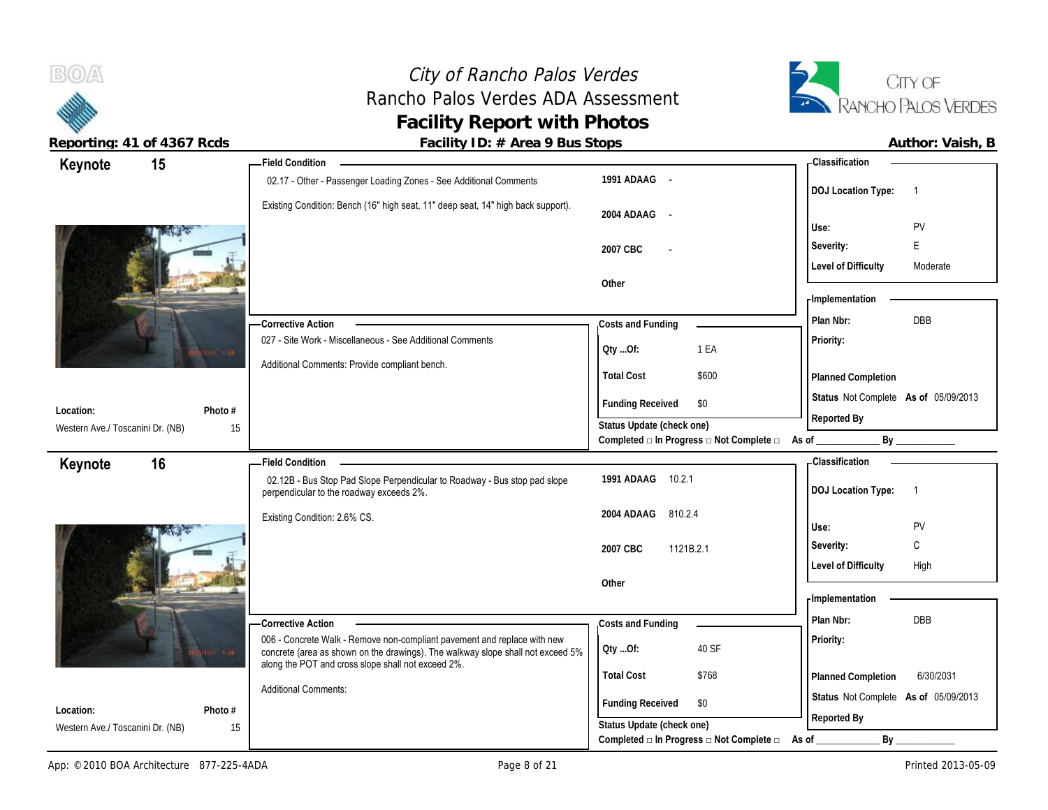# City of Rancho Palos Verdes
## Rancho Palos Verdes ADA Assessment
## Facility Report with Photos

**Reporting: 41 of 4367 Rcds** | **Facility ID: # Area 9 Bus Stops** | **Author: Vaish, B**

---

## Keynote 15

**Field Condition**

02.17 - Other - Passenger Loading Zones - See Additional Comments

Existing Condition: Bench (16" high seat, 11" deep seat, 14" high back support).

| Code | Reference |
|---|---|
| 1991 ADAAG | - |
| 2004 ADAAG | - |
| 2007 CBC | - |
| Other | |

**Classification**

| | |
|---|---|
| DOJ Location Type: | 1 |
| Use: | PV |
| Severity: | E |
| Level of Difficulty | Moderate |

**Corrective Action**

027 - Site Work - Miscellaneous - See Additional Comments

Additional Comments: Provide compliant bench.

**Costs and Funding**

| | |
|---|---|
| Qty ...Of: | 1 EA |
| Total Cost | $600 |
| Funding Received | $0 |

Status Update (check one)
Completed □ In Progress □ Not Complete □ As of ____________ By ____________

**Implementation**

| | |
|---|---|
| Plan Nbr: | DBB |
| Priority: | |
| Planned Completion | |
| Status | Not Complete As of 05/09/2013 |
| Reported By | |

**Location:** Western Ave./ Toscanini Dr. (NB)
**Photo #** 15

---

## Keynote 16

**Field Condition**

02.12B - Bus Stop Pad Slope Perpendicular to Roadway - Bus stop pad slope perpendicular to the roadway exceeds 2%.

Existing Condition: 2.6% CS.

| Code | Reference |
|---|---|
| 1991 ADAAG | 10.2.1 |
| 2004 ADAAG | 810.2.4 |
| 2007 CBC | 1121B.2.1 |
| Other | |

**Classification**

| | |
|---|---|
| DOJ Location Type: | 1 |
| Use: | PV |
| Severity: | C |
| Level of Difficulty | High |

**Corrective Action**

006 - Concrete Walk - Remove non-compliant pavement and replace with new concrete (area as shown on the drawings). The walkway slope shall not exceed 5% along the POT and cross slope shall not exceed 2%.

Additional Comments:

**Costs and Funding**

| | |
|---|---|
| Qty ...Of: | 40 SF |
| Total Cost | $768 |
| Funding Received | $0 |

Status Update (check one)
Completed □ In Progress □ Not Complete □ As of ____________ By ____________

**Implementation**

| | |
|---|---|
| Plan Nbr: | DBB |
| Priority: | |
| Planned Completion | 6/30/2031 |
| Status | Not Complete As of 05/09/2013 |
| Reported By | |

**Location:** Western Ave./ Toscanini Dr. (NB)
**Photo #** 15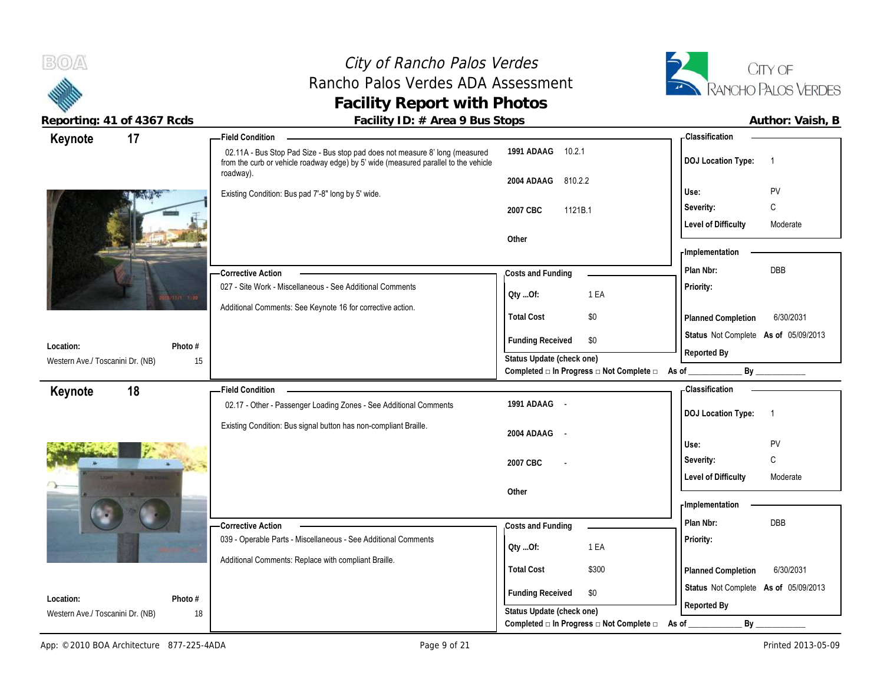# City of Rancho Palos Verdes
## Rancho Palos Verdes ADA Assessment
## Facility Report with Photos

**Reporting: 41 of 4367 Rcds** | **Facility ID: # Area 9 Bus Stops** | **Author: Vaish, B**

---

## Keynote 17

**Field Condition**

02.11A - Bus Stop Pad Size - Bus stop pad does not measure 8' long (measured from the curb or vehicle roadway edge) by 5' wide (measured parallel to the vehicle roadway).

Existing Condition: Bus pad 7'-8" long by 5' wide.

| | |
|---|---|
| 1991 ADAAG | 10.2.1 |
| 2004 ADAAG | 810.2.2 |
| 2007 CBC | 1121B.1 |
| Other | |

**Classification**

| | |
|---|---|
| DOJ Location Type: | 1 |
| Use: | PV |
| Severity: | C |
| Level of Difficulty | Moderate |

**Corrective Action**

027 - Site Work - Miscellaneous - See Additional Comments

Additional Comments: See Keynote 16 for corrective action.

**Costs and Funding**

| | |
|---|---|
| Qty ...Of: | 1 EA |
| Total Cost | $0 |
| Funding Received | $0 |

Status Update (check one)
Completed □ In Progress □ Not Complete □ As of ____________ By ____________

**Implementation**

| | |
|---|---|
| Plan Nbr: | DBB |
| Priority: | |
| Planned Completion | 6/30/2031 |
| Status | Not Complete As of 05/09/2013 |
| Reported By | |

**Location:** Western Ave./ Toscanini Dr. (NB)
**Photo #** 15

---

## Keynote 18

**Field Condition**

02.17 - Other - Passenger Loading Zones - See Additional Comments

Existing Condition: Bus signal button has non-compliant Braille.

| | |
|---|---|
| 1991 ADAAG | - |
| 2004 ADAAG | - |
| 2007 CBC | - |
| Other | |

**Classification**

| | |
|---|---|
| DOJ Location Type: | 1 |
| Use: | PV |
| Severity: | C |
| Level of Difficulty | Moderate |

**Corrective Action**

039 - Operable Parts - Miscellaneous - See Additional Comments

Additional Comments: Replace with compliant Braille.

**Costs and Funding**

| | |
|---|---|
| Qty ...Of: | 1 EA |
| Total Cost | $300 |
| Funding Received | $0 |

Status Update (check one)
Completed □ In Progress □ Not Complete □ As of ____________ By ____________

**Implementation**

| | |
|---|---|
| Plan Nbr: | DBB |
| Priority: | |
| Planned Completion | 6/30/2031 |
| Status | Not Complete As of 05/09/2013 |
| Reported By | |

**Location:** Western Ave./ Toscanini Dr. (NB)
**Photo #** 18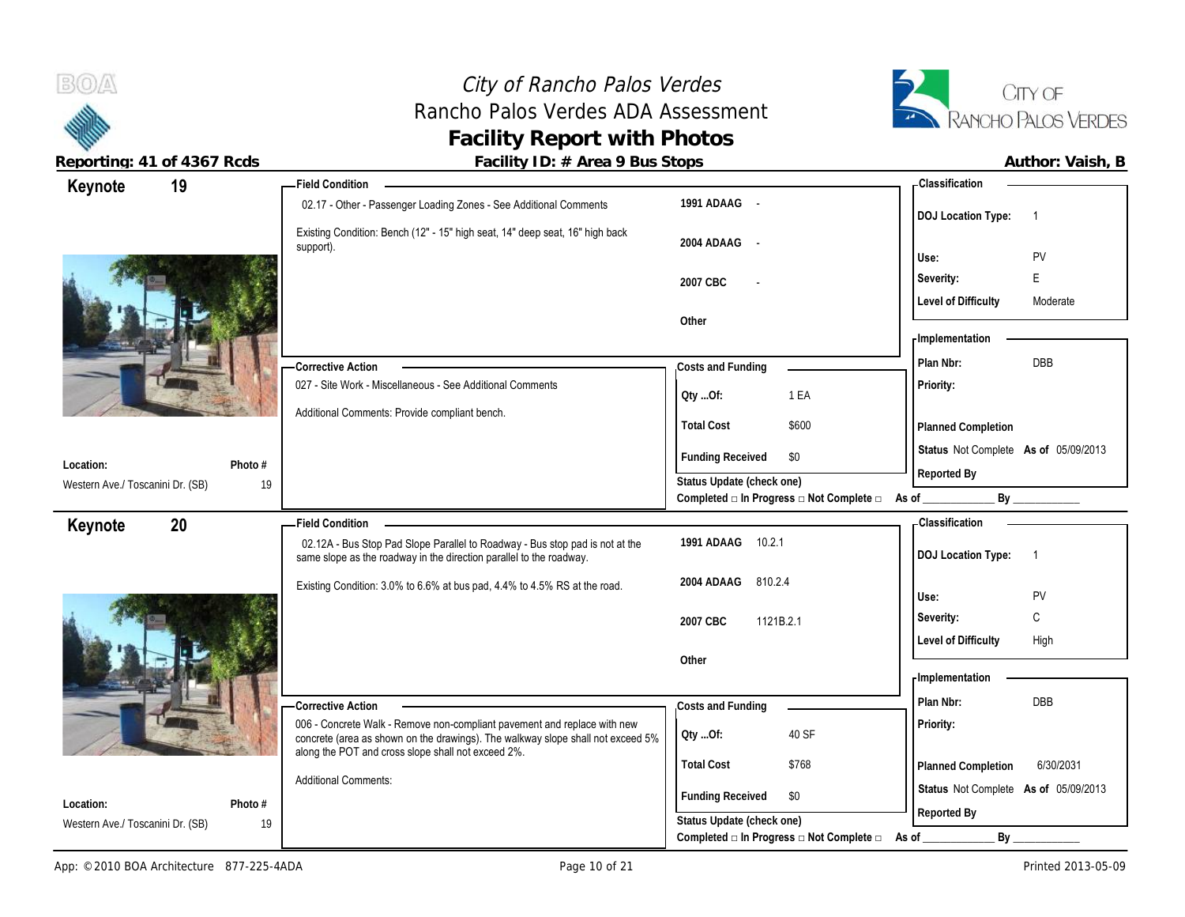# City of Rancho Palos Verdes
## Rancho Palos Verdes ADA Assessment
## Facility Report with Photos

**Reporting: 41 of 4367 Rcds** | **Facility ID: # Area 9 Bus Stops** | **Author: Vaish, B**

---

## Keynote 19

**Location:** Western Ave./ Toscanini Dr. (SB)
**Photo #:** 19

**Field Condition**

02.17 - Other - Passenger Loading Zones - See Additional Comments

Existing Condition: Bench (12" - 15" high seat, 14" deep seat, 16" high back support).

| Code | Reference |
|---|---|
| 1991 ADAAG | - |
| 2004 ADAAG | - |
| 2007 CBC | - |
| Other | |

**Classification**

| | |
|---|---|
| DOJ Location Type: | 1 |
| Use: | PV |
| Severity: | E |
| Level of Difficulty | Moderate |

**Corrective Action**

027 - Site Work - Miscellaneous - See Additional Comments

Additional Comments: Provide compliant bench.

**Costs and Funding**

| | |
|---|---|
| Qty ...Of: | 1 EA |
| Total Cost | $600 |
| Funding Received | $0 |

Status Update (check one)
Completed □ In Progress □ Not Complete □ As of ____________ By ____________

**Implementation**

| | |
|---|---|
| Plan Nbr: | DBB |
| Priority: | |
| Planned Completion | |
| Status | Not Complete As of 05/09/2013 |
| Reported By | |

---

## Keynote 20

**Location:** Western Ave./ Toscanini Dr. (SB)
**Photo #:** 19

**Field Condition**

02.12A - Bus Stop Pad Slope Parallel to Roadway - Bus stop pad is not at the same slope as the roadway in the direction parallel to the roadway.

Existing Condition: 3.0% to 6.6% at bus pad, 4.4% to 4.5% RS at the road.

| Code | Reference |
|---|---|
| 1991 ADAAG | 10.2.1 |
| 2004 ADAAG | 810.2.4 |
| 2007 CBC | 1121B.2.1 |
| Other | |

**Classification**

| | |
|---|---|
| DOJ Location Type: | 1 |
| Use: | PV |
| Severity: | C |
| Level of Difficulty | High |

**Corrective Action**

006 - Concrete Walk - Remove non-compliant pavement and replace with new concrete (area as shown on the drawings). The walkway slope shall not exceed 5% along the POT and cross slope shall not exceed 2%.

Additional Comments:

**Costs and Funding**

| | |
|---|---|
| Qty ...Of: | 40 SF |
| Total Cost | $768 |
| Funding Received | $0 |

Status Update (check one)
Completed □ In Progress □ Not Complete □ As of ____________ By ____________

**Implementation**

| | |
|---|---|
| Plan Nbr: | DBB |
| Priority: | |
| Planned Completion | 6/30/2031 |
| Status | Not Complete As of 05/09/2013 |
| Reported By | |

App: © 2010 BOA Architecture 877-225-4ADA | Printed 2013-05-09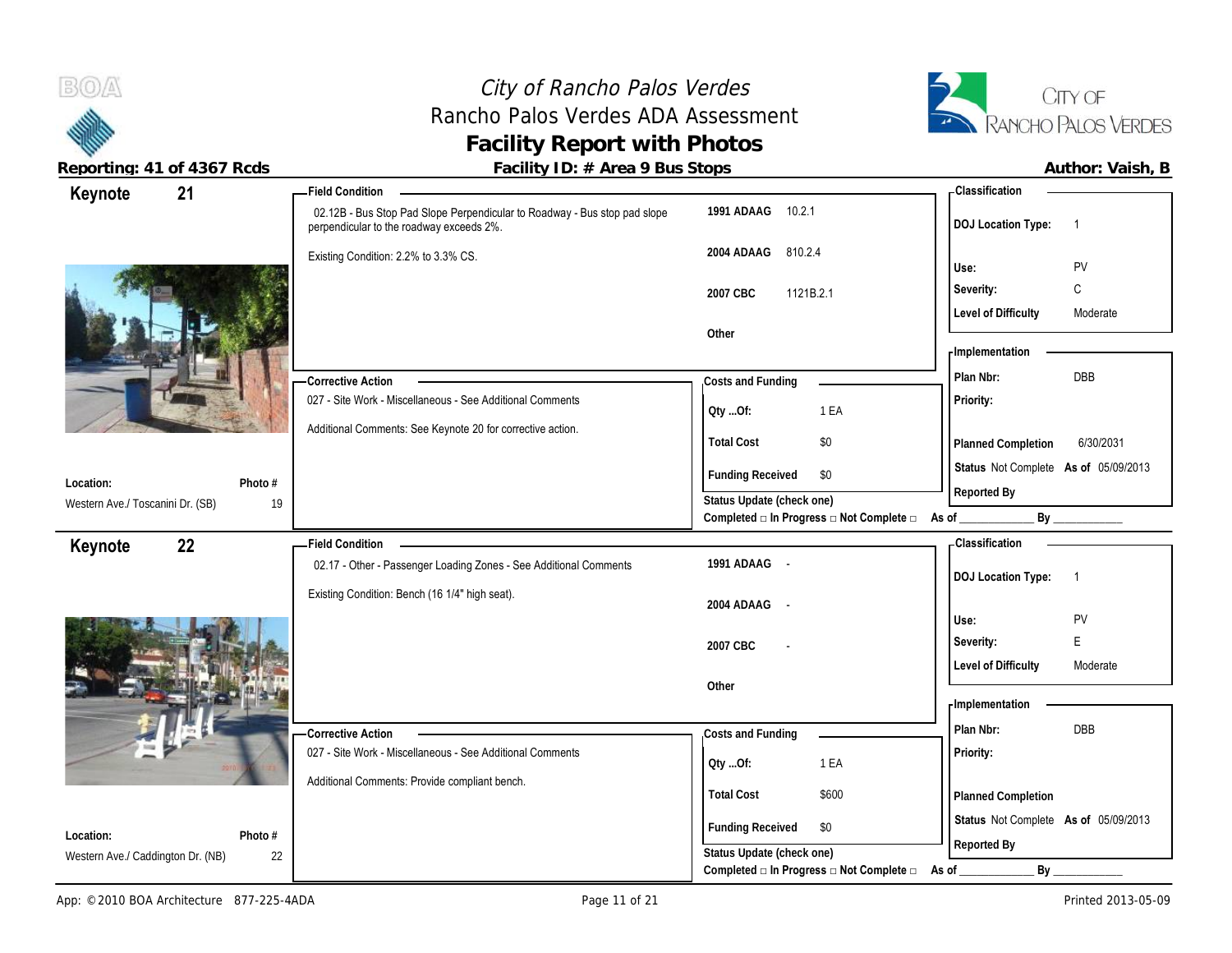# City of Rancho Palos Verdes
## Rancho Palos Verdes ADA Assessment
## Facility Report with Photos

**Reporting: 41 of 4367 Rcds** | **Facility ID: # Area 9 Bus Stops** | **Author: Vaish, B**

---

## Keynote 21

**Field Condition**

02.12B - Bus Stop Pad Slope Perpendicular to Roadway - Bus stop pad slope perpendicular to the roadway exceeds 2%.

Existing Condition: 2.2% to 3.3% CS.

| | |
|---|---|
| **1991 ADAAG** | 10.2.1 |
| **2004 ADAAG** | 810.2.4 |
| **2007 CBC** | 1121B.2.1 |
| **Other** | |

**Classification**

| | |
|---|---|
| **DOJ Location Type:** | 1 |
| **Use:** | PV |
| **Severity:** | C |
| **Level of Difficulty** | Moderate |

**Corrective Action**

027 - Site Work - Miscellaneous - See Additional Comments

Additional Comments: See Keynote 20 for corrective action.

**Costs and Funding**

| | |
|---|---|
| **Qty ...Of:** | 1 EA |
| **Total Cost** | $0 |
| **Funding Received** | $0 |

**Implementation**

| | |
|---|---|
| **Plan Nbr:** | DBB |
| **Priority:** | |
| **Planned Completion** | 6/30/2031 |
| **Status** | Not Complete **As of** 05/09/2013 |
| **Reported By** | |

**Location:** Western Ave./ Toscanini Dr. (SB) — **Photo #** 19

**Status Update (check one)**
Completed □ In Progress □ Not Complete □ As of ____________ By ____________

---

## Keynote 22

**Field Condition**

02.17 - Other - Passenger Loading Zones - See Additional Comments

Existing Condition: Bench (16 1/4" high seat).

| | |
|---|---|
| **1991 ADAAG** | - |
| **2004 ADAAG** | - |
| **2007 CBC** | - |
| **Other** | |

**Classification**

| | |
|---|---|
| **DOJ Location Type:** | 1 |
| **Use:** | PV |
| **Severity:** | E |
| **Level of Difficulty** | Moderate |

**Corrective Action**

027 - Site Work - Miscellaneous - See Additional Comments

Additional Comments: Provide compliant bench.

**Costs and Funding**

| | |
|---|---|
| **Qty ...Of:** | 1 EA |
| **Total Cost** | $600 |
| **Funding Received** | $0 |

**Implementation**

| | |
|---|---|
| **Plan Nbr:** | DBB |
| **Priority:** | |
| **Planned Completion** | |
| **Status** | Not Complete **As of** 05/09/2013 |
| **Reported By** | |

**Location:** Western Ave./ Caddington Dr. (NB) — **Photo #** 22

**Status Update (check one)**
Completed □ In Progress □ Not Complete □ As of ____________ By ____________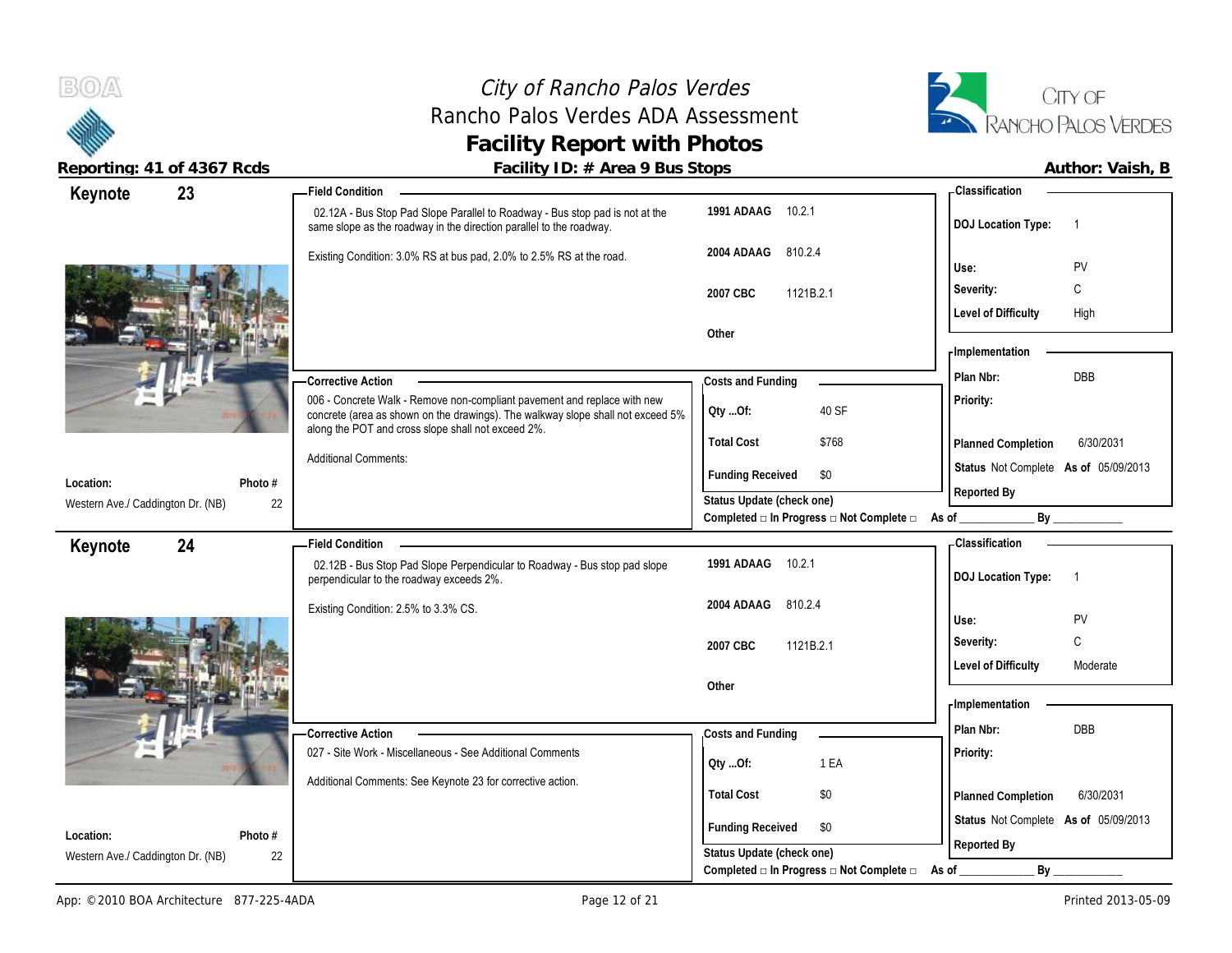# City of Rancho Palos Verdes
## Rancho Palos Verdes ADA Assessment
## Facility Report with Photos

**Reporting: 41 of 4367 Rcds** | **Facility ID: # Area 9 Bus Stops** | **Author: Vaish, B**

---

### Keynote 23

**Location:** Western Ave./ Caddington Dr. (NB)
**Photo #:** 22

**Field Condition**

02.12A - Bus Stop Pad Slope Parallel to Roadway - Bus stop pad is not at the same slope as the roadway in the direction parallel to the roadway.

Existing Condition: 3.0% RS at bus pad, 2.0% to 2.5% RS at the road.

| Code | Section |
|---|---|
| 1991 ADAAG | 10.2.1 |
| 2004 ADAAG | 810.2.4 |
| 2007 CBC | 1121B.2.1 |
| Other | |

**Classification**

| | |
|---|---|
| DOJ Location Type: | 1 |
| Use: | PV |
| Severity: | C |
| Level of Difficulty | High |

**Corrective Action**

006 - Concrete Walk - Remove non-compliant pavement and replace with new concrete (area as shown on the drawings). The walkway slope shall not exceed 5% along the POT and cross slope shall not exceed 2%.

Additional Comments:

**Costs and Funding**

| | |
|---|---|
| Qty ...Of: | 40 SF |
| Total Cost | $768 |
| Funding Received | $0 |

**Implementation**

| | |
|---|---|
| Plan Nbr: | DBB |
| Priority: | |
| Planned Completion | 6/30/2031 |
| Status | Not Complete As of 05/09/2013 |
| Reported By | |

Status Update (check one)
Completed □ In Progress □ Not Complete □ As of ____________ By ____________

---

### Keynote 24

**Location:** Western Ave./ Caddington Dr. (NB)
**Photo #:** 22

**Field Condition**

02.12B - Bus Stop Pad Slope Perpendicular to Roadway - Bus stop pad slope perpendicular to the roadway exceeds 2%.

Existing Condition: 2.5% to 3.3% CS.

| Code | Section |
|---|---|
| 1991 ADAAG | 10.2.1 |
| 2004 ADAAG | 810.2.4 |
| 2007 CBC | 1121B.2.1 |
| Other | |

**Classification**

| | |
|---|---|
| DOJ Location Type: | 1 |
| Use: | PV |
| Severity: | C |
| Level of Difficulty | Moderate |

**Corrective Action**

027 - Site Work - Miscellaneous - See Additional Comments

Additional Comments: See Keynote 23 for corrective action.

**Costs and Funding**

| | |
|---|---|
| Qty ...Of: | 1 EA |
| Total Cost | $0 |
| Funding Received | $0 |

**Implementation**

| | |
|---|---|
| Plan Nbr: | DBB |
| Priority: | |
| Planned Completion | 6/30/2031 |
| Status | Not Complete As of 05/09/2013 |
| Reported By | |

Status Update (check one)
Completed □ In Progress □ Not Complete □ As of ____________ By ____________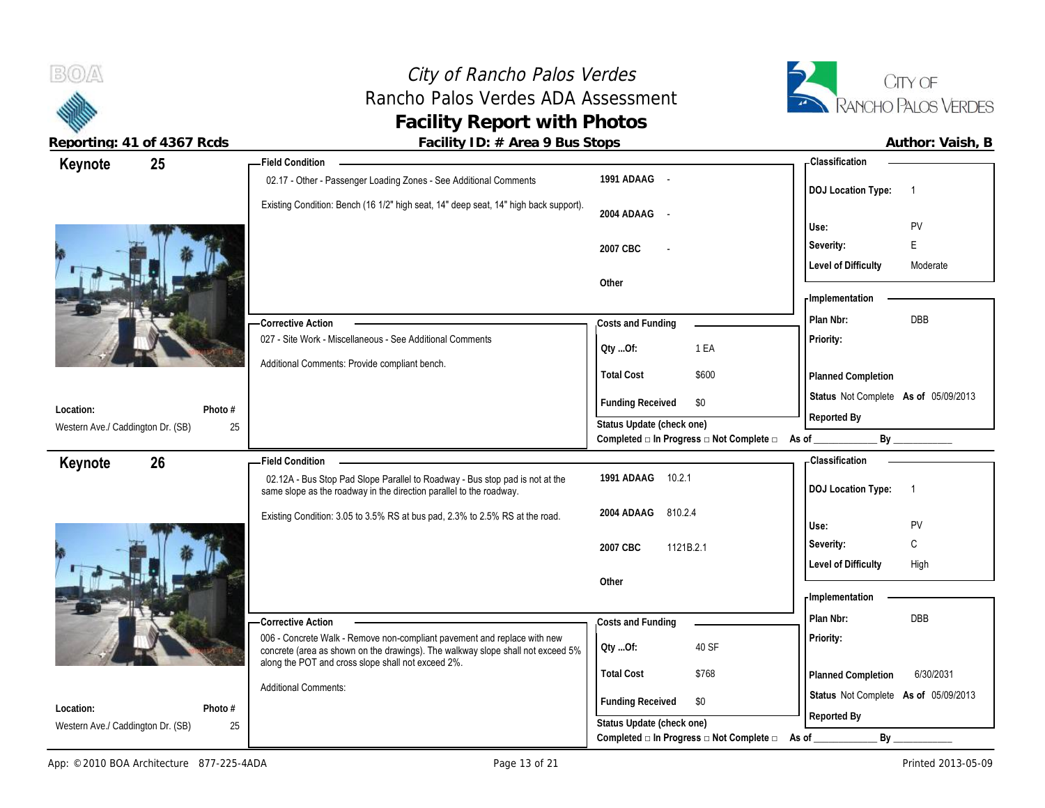# City of Rancho Palos Verdes
## Rancho Palos Verdes ADA Assessment
## Facility Report with Photos

**Reporting: 41 of 4367 Rcds** | **Facility ID: # Area 9 Bus Stops** | **Author: Vaish, B**

---

## Keynote 25

**Field Condition**

02.17 - Other - Passenger Loading Zones - See Additional Comments

Existing Condition: Bench (16 1/2" high seat, 14" deep seat, 14" high back support).

| | |
|---|---|
| 1991 ADAAG | - |
| 2004 ADAAG | - |
| 2007 CBC | - |
| Other | |

**Classification**

| | |
|---|---|
| DOJ Location Type: | 1 |
| Use: | PV |
| Severity: | E |
| Level of Difficulty | Moderate |

**Corrective Action**

027 - Site Work - Miscellaneous - See Additional Comments

Additional Comments: Provide compliant bench.

**Costs and Funding**

| | |
|---|---|
| Qty ...Of: | 1 EA |
| Total Cost | $600 |
| Funding Received | $0 |

Status Update (check one)
Completed □ In Progress □ Not Complete □ As of ____________ By ____________

**Implementation**

| | |
|---|---|
| Plan Nbr: | DBB |
| Priority: | |
| Planned Completion | |
| Status | Not Complete As of 05/09/2013 |
| Reported By | |

**Location:** Western Ave./ Caddington Dr. (SB)
**Photo #** 25

---

## Keynote 26

**Field Condition**

02.12A - Bus Stop Pad Slope Parallel to Roadway - Bus stop pad is not at the same slope as the roadway in the direction parallel to the roadway.

Existing Condition: 3.05 to 3.5% RS at bus pad, 2.3% to 2.5% RS at the road.

| | |
|---|---|
| 1991 ADAAG | 10.2.1 |
| 2004 ADAAG | 810.2.4 |
| 2007 CBC | 1121B.2.1 |
| Other | |

**Classification**

| | |
|---|---|
| DOJ Location Type: | 1 |
| Use: | PV |
| Severity: | C |
| Level of Difficulty | High |

**Corrective Action**

006 - Concrete Walk - Remove non-compliant pavement and replace with new concrete (area as shown on the drawings). The walkway slope shall not exceed 5% along the POT and cross slope shall not exceed 2%.

Additional Comments:

**Costs and Funding**

| | |
|---|---|
| Qty ...Of: | 40 SF |
| Total Cost | $768 |
| Funding Received | $0 |

Status Update (check one)
Completed □ In Progress □ Not Complete □ As of ____________ By ____________

**Implementation**

| | |
|---|---|
| Plan Nbr: | DBB |
| Priority: | |
| Planned Completion | 6/30/2031 |
| Status | Not Complete As of 05/09/2013 |
| Reported By | |

**Location:** Western Ave./ Caddington Dr. (SB)
**Photo #** 25

---

App: © 2010 BOA Architecture 877-225-4ADA | Printed 2013-05-09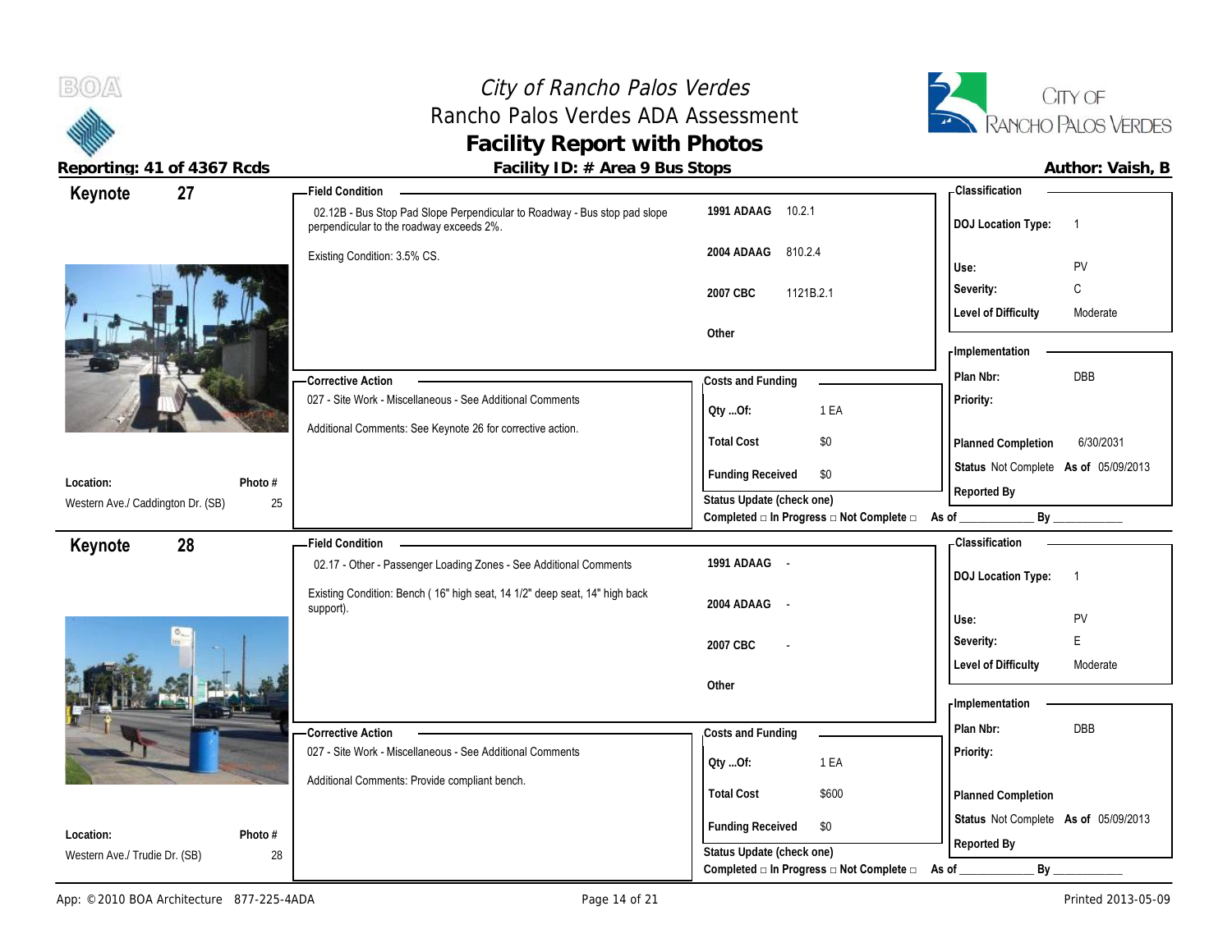# City of Rancho Palos Verdes
## Rancho Palos Verdes ADA Assessment
## Facility Report with Photos

**Reporting: 41 of 4367 Rcds** | **Facility ID: # Area 9 Bus Stops** | **Author: Vaish, B**

---

### Keynote 27

**Location:** Western Ave./ Caddington Dr. (SB)
**Photo #:** 25

**Field Condition**

02.12B - Bus Stop Pad Slope Perpendicular to Roadway - Bus stop pad slope perpendicular to the roadway exceeds 2%.

Existing Condition: 3.5% CS.

| Code | Section |
|---|---|
| 1991 ADAAG | 10.2.1 |
| 2004 ADAAG | 810.2.4 |
| 2007 CBC | 1121B.2.1 |
| Other | |

**Classification**

| | |
|---|---|
| DOJ Location Type: | 1 |
| Use: | PV |
| Severity: | C |
| Level of Difficulty | Moderate |

**Corrective Action**

027 - Site Work - Miscellaneous - See Additional Comments

Additional Comments: See Keynote 26 for corrective action.

**Costs and Funding**

| | |
|---|---|
| Qty ...Of: | 1 EA |
| Total Cost | $0 |
| Funding Received | $0 |

Status Update (check one)
Completed □ In Progress □ Not Complete □ As of ____________ By ____________

**Implementation**

| | |
|---|---|
| Plan Nbr: | DBB |
| Priority: | |
| Planned Completion | 6/30/2031 |
| Status | Not Complete As of 05/09/2013 |
| Reported By | |

---

### Keynote 28

**Location:** Western Ave./ Trudie Dr. (SB)
**Photo #:** 28

**Field Condition**

02.17 - Other - Passenger Loading Zones - See Additional Comments

Existing Condition: Bench ( 16" high seat, 14 1/2" deep seat, 14" high back support).

| Code | Section |
|---|---|
| 1991 ADAAG | - |
| 2004 ADAAG | - |
| 2007 CBC | - |
| Other | |

**Classification**

| | |
|---|---|
| DOJ Location Type: | 1 |
| Use: | PV |
| Severity: | E |
| Level of Difficulty | Moderate |

**Corrective Action**

027 - Site Work - Miscellaneous - See Additional Comments

Additional Comments: Provide compliant bench.

**Costs and Funding**

| | |
|---|---|
| Qty ...Of: | 1 EA |
| Total Cost | $600 |
| Funding Received | $0 |

Status Update (check one)
Completed □ In Progress □ Not Complete □ As of ____________ By ____________

**Implementation**

| | |
|---|---|
| Plan Nbr: | DBB |
| Priority: | |
| Planned Completion | |
| Status | Not Complete As of 05/09/2013 |
| Reported By | |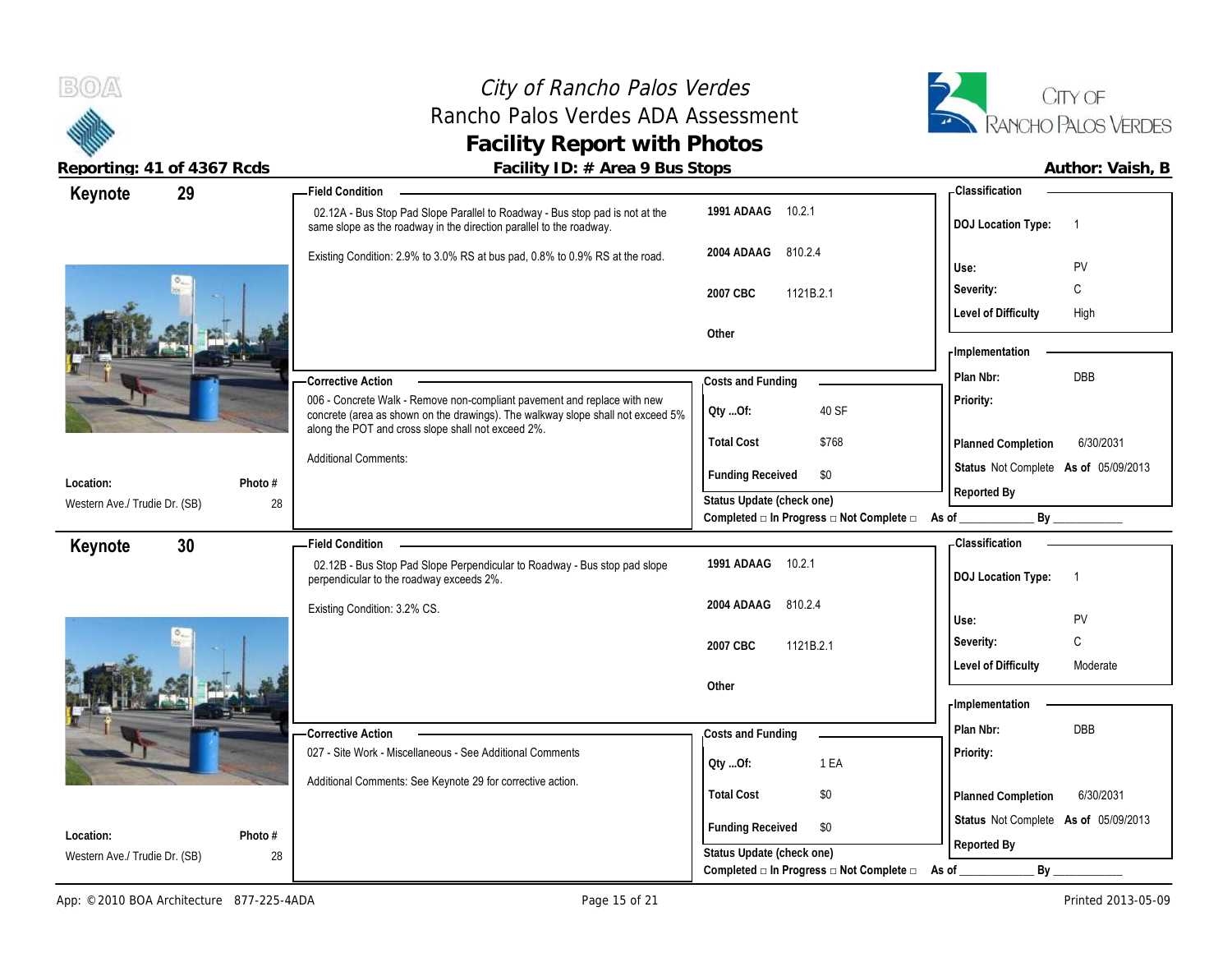# City of Rancho Palos Verdes
## Rancho Palos Verdes ADA Assessment
## Facility Report with Photos

**Reporting: 41 of 4367 Rcds** | **Facility ID: # Area 9 Bus Stops** | **Author: Vaish, B**

---

## Keynote 29

**Location:** Western Ave./ Trudie Dr. (SB)
**Photo #** 28

**Field Condition**

02.12A - Bus Stop Pad Slope Parallel to Roadway - Bus stop pad is not at the same slope as the roadway in the direction parallel to the roadway.

Existing Condition: 2.9% to 3.0% RS at bus pad, 0.8% to 0.9% RS at the road.

| Code | Section |
|---|---|
| 1991 ADAAG | 10.2.1 |
| 2004 ADAAG | 810.2.4 |
| 2007 CBC | 1121B.2.1 |
| Other | |

**Classification**

| | |
|---|---|
| DOJ Location Type: | 1 |
| Use: | PV |
| Severity: | C |
| Level of Difficulty | High |

**Corrective Action**

006 - Concrete Walk - Remove non-compliant pavement and replace with new concrete (area as shown on the drawings). The walkway slope shall not exceed 5% along the POT and cross slope shall not exceed 2%.

Additional Comments:

**Costs and Funding**

| | |
|---|---|
| Qty ...Of: | 40 SF |
| Total Cost | $768 |
| Funding Received | $0 |

Status Update (check one)
Completed □ In Progress □ Not Complete □ As of ____________ By ____________

**Implementation**

| | |
|---|---|
| Plan Nbr: | DBB |
| Priority: | |
| Planned Completion | 6/30/2031 |
| Status | Not Complete As of 05/09/2013 |
| Reported By | |

---

## Keynote 30

**Location:** Western Ave./ Trudie Dr. (SB)
**Photo #** 28

**Field Condition**

02.12B - Bus Stop Pad Slope Perpendicular to Roadway - Bus stop pad slope perpendicular to the roadway exceeds 2%.

Existing Condition: 3.2% CS.

| Code | Section |
|---|---|
| 1991 ADAAG | 10.2.1 |
| 2004 ADAAG | 810.2.4 |
| 2007 CBC | 1121B.2.1 |
| Other | |

**Classification**

| | |
|---|---|
| DOJ Location Type: | 1 |
| Use: | PV |
| Severity: | C |
| Level of Difficulty | Moderate |

**Corrective Action**

027 - Site Work - Miscellaneous - See Additional Comments

Additional Comments: See Keynote 29 for corrective action.

**Costs and Funding**

| | |
|---|---|
| Qty ...Of: | 1 EA |
| Total Cost | $0 |
| Funding Received | $0 |

Status Update (check one)
Completed □ In Progress □ Not Complete □ As of ____________ By ____________

**Implementation**

| | |
|---|---|
| Plan Nbr: | DBB |
| Priority: | |
| Planned Completion | 6/30/2031 |
| Status | Not Complete As of 05/09/2013 |
| Reported By | |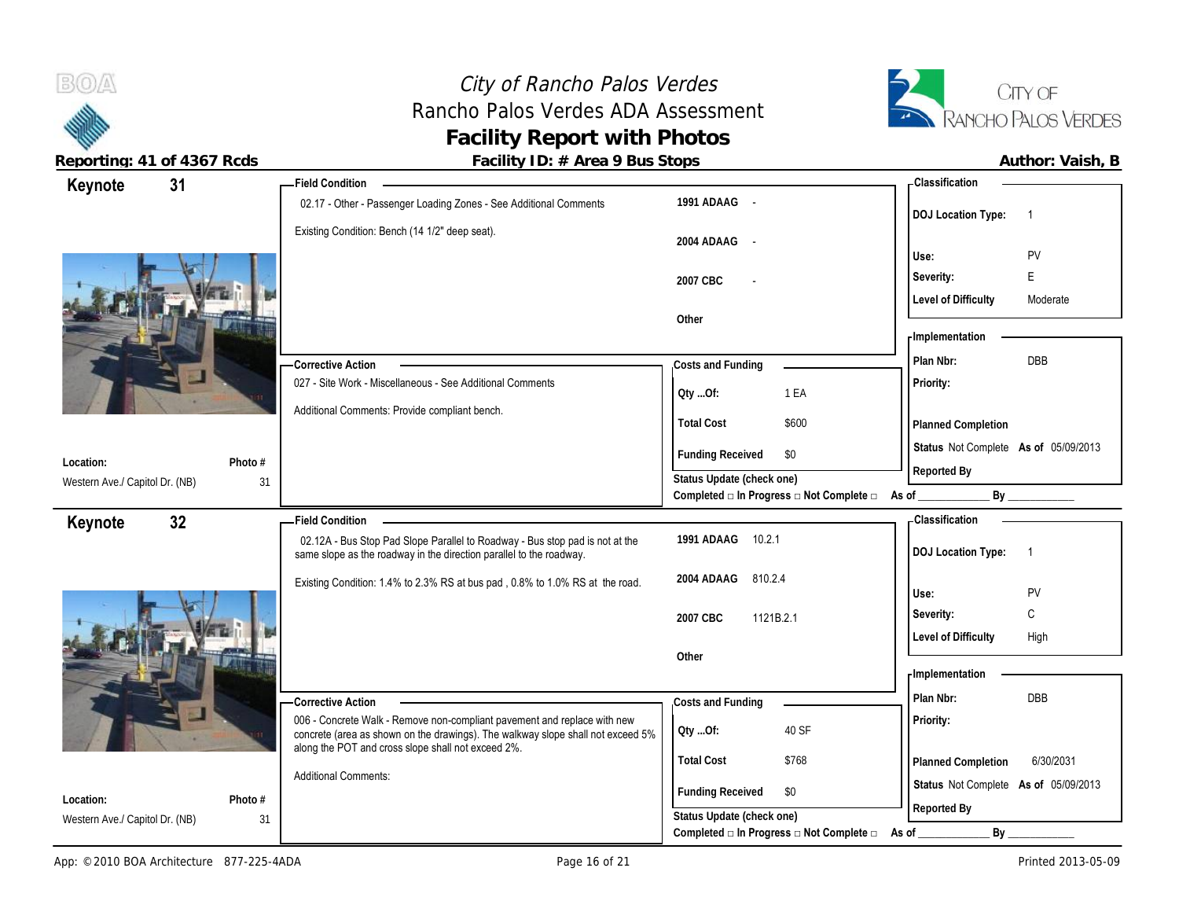# City of Rancho Palos Verdes
## Rancho Palos Verdes ADA Assessment
## Facility Report with Photos

**Reporting: 41 of 4367 Rcds**

**Facility ID: # Area 9 Bus Stops**

**Author: Vaish, B**

---

## Keynote 31

**Location:** Western Ave./ Capitol Dr. (NB)

**Photo #:** 31

**Field Condition**

02.17 - Other - Passenger Loading Zones - See Additional Comments

Existing Condition: Bench (14 1/2" deep seat).

| | |
|---|---|
| 1991 ADAAG | - |
| 2004 ADAAG | - |
| 2007 CBC | - |
| Other | |

**Corrective Action**

027 - Site Work - Miscellaneous - See Additional Comments

Additional Comments: Provide compliant bench.

**Costs and Funding**

| | |
|---|---|
| Qty ...Of: | 1 EA |
| Total Cost | $600 |
| Funding Received | $0 |

Status Update (check one)

Completed □ In Progress □ Not Complete □ As of ____________ By ____________

**Classification**

| | |
|---|---|
| DOJ Location Type: | 1 |
| Use: | PV |
| Severity: | E |
| Level of Difficulty | Moderate |

**Implementation**

| | |
|---|---|
| Plan Nbr: | DBB |
| Priority: | |
| Planned Completion | |
| Status | Not Complete As of 05/09/2013 |
| Reported By | |

---

## Keynote 32

**Location:** Western Ave./ Capitol Dr. (NB)

**Photo #:** 31

**Field Condition**

02.12A - Bus Stop Pad Slope Parallel to Roadway - Bus stop pad is not at the same slope as the roadway in the direction parallel to the roadway.

Existing Condition: 1.4% to 2.3% RS at bus pad , 0.8% to 1.0% RS at the road.

| | |
|---|---|
| 1991 ADAAG | 10.2.1 |
| 2004 ADAAG | 810.2.4 |
| 2007 CBC | 1121B.2.1 |
| Other | |

**Corrective Action**

006 - Concrete Walk - Remove non-compliant pavement and replace with new concrete (area as shown on the drawings). The walkway slope shall not exceed 5% along the POT and cross slope shall not exceed 2%.

Additional Comments:

**Costs and Funding**

| | |
|---|---|
| Qty ...Of: | 40 SF |
| Total Cost | $768 |
| Funding Received | $0 |

Status Update (check one)

Completed □ In Progress □ Not Complete □ As of ____________ By ____________

**Classification**

| | |
|---|---|
| DOJ Location Type: | 1 |
| Use: | PV |
| Severity: | C |
| Level of Difficulty | High |

**Implementation**

| | |
|---|---|
| Plan Nbr: | DBB |
| Priority: | |
| Planned Completion | 6/30/2031 |
| Status | Not Complete As of 05/09/2013 |
| Reported By | |

---

App: © 2010 BOA Architecture 877-225-4ADA

Printed 2013-05-09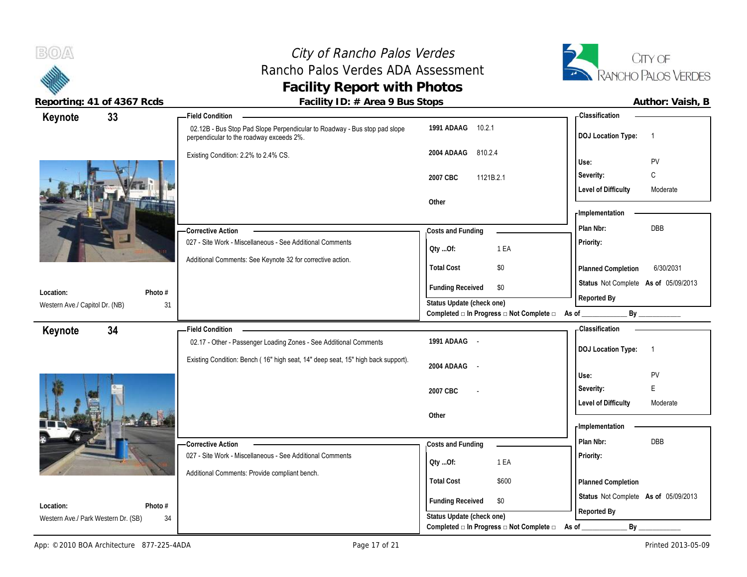# City of Rancho Palos Verdes
## Rancho Palos Verdes ADA Assessment
## Facility Report with Photos

**Reporting: 41 of 4367 Rcds** | **Facility ID: # Area 9 Bus Stops** | **Author: Vaish, B**

---

## Keynote 33

**Location:** Western Ave./ Capitol Dr. (NB)
**Photo #** 31

**Field Condition**

02.12B - Bus Stop Pad Slope Perpendicular to Roadway - Bus stop pad slope perpendicular to the roadway exceeds 2%.

Existing Condition: 2.2% to 2.4% CS.

| Code | Section |
|---|---|
| 1991 ADAAG | 10.2.1 |
| 2004 ADAAG | 810.2.4 |
| 2007 CBC | 1121B.2.1 |
| Other | |

**Classification**

| | |
|---|---|
| DOJ Location Type: | 1 |
| Use: | PV |
| Severity: | C |
| Level of Difficulty | Moderate |

**Corrective Action**

027 - Site Work - Miscellaneous - See Additional Comments

Additional Comments: See Keynote 32 for corrective action.

**Costs and Funding**

| | |
|---|---|
| Qty ...Of: | 1 EA |
| Total Cost | $0 |
| Funding Received | $0 |

Status Update (check one)
Completed □ In Progress □ Not Complete □ As of ____________ By ____________

**Implementation**

| | |
|---|---|
| Plan Nbr: | DBB |
| Priority: | |
| Planned Completion | 6/30/2031 |
| Status | Not Complete As of 05/09/2013 |
| Reported By | |

---

## Keynote 34

**Location:** Western Ave./ Park Western Dr. (SB)
**Photo #** 34

**Field Condition**

02.17 - Other - Passenger Loading Zones - See Additional Comments

Existing Condition: Bench ( 16" high seat, 14" deep seat, 15" high back support).

| Code | Section |
|---|---|
| 1991 ADAAG | - |
| 2004 ADAAG | - |
| 2007 CBC | - |
| Other | |

**Classification**

| | |
|---|---|
| DOJ Location Type: | 1 |
| Use: | PV |
| Severity: | E |
| Level of Difficulty | Moderate |

**Corrective Action**

027 - Site Work - Miscellaneous - See Additional Comments

Additional Comments: Provide compliant bench.

**Costs and Funding**

| | |
|---|---|
| Qty ...Of: | 1 EA |
| Total Cost | $600 |
| Funding Received | $0 |

Status Update (check one)
Completed □ In Progress □ Not Complete □ As of ____________ By ____________

**Implementation**

| | |
|---|---|
| Plan Nbr: | DBB |
| Priority: | |
| Planned Completion | |
| Status | Not Complete As of 05/09/2013 |
| Reported By | |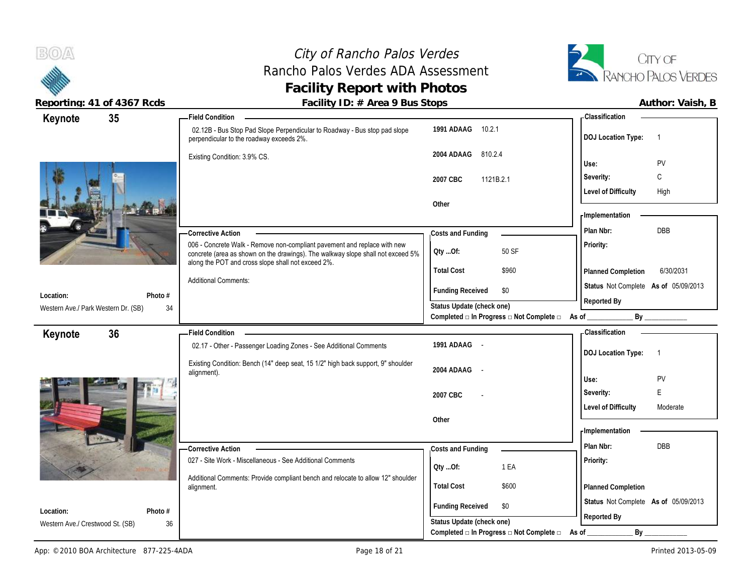# City of Rancho Palos Verdes
## Rancho Palos Verdes ADA Assessment
## Facility Report with Photos

**Reporting: 41 of 4367 Rcds** — **Facility ID: # Area 9 Bus Stops** — **Author: Vaish, B**

---

### Keynote 35

**Field Condition**

02.12B - Bus Stop Pad Slope Perpendicular to Roadway - Bus stop pad slope perpendicular to the roadway exceeds 2%.

Existing Condition: 3.9% CS.

| | |
|---|---|
| 1991 ADAAG | 10.2.1 |
| 2004 ADAAG | 810.2.4 |
| 2007 CBC | 1121B.2.1 |
| Other | |

**Classification**

| | |
|---|---|
| DOJ Location Type: | 1 |
| Use: | PV |
| Severity: | C |
| Level of Difficulty | High |

**Corrective Action**

006 - Concrete Walk - Remove non-compliant pavement and replace with new concrete (area as shown on the drawings). The walkway slope shall not exceed 5% along the POT and cross slope shall not exceed 2%.

Additional Comments:

**Costs and Funding**

| | |
|---|---|
| Qty ...Of: | 50 SF |
| Total Cost | $960 |
| Funding Received | $0 |

Status Update (check one)
Completed □ In Progress □ Not Complete □ As of ____________ By ____________

**Implementation**

| | |
|---|---|
| Plan Nbr: | DBB |
| Priority: | |
| Planned Completion | 6/30/2031 |
| Status | Not Complete As of 05/09/2013 |
| Reported By | |

**Location:** Western Ave./ Park Western Dr. (SB) — **Photo #** 34

---

### Keynote 36

**Field Condition**

02.17 - Other - Passenger Loading Zones - See Additional Comments

Existing Condition: Bench (14" deep seat, 15 1/2" high back support, 9" shoulder alignment).

| | |
|---|---|
| 1991 ADAAG | - |
| 2004 ADAAG | - |
| 2007 CBC | - |
| Other | |

**Classification**

| | |
|---|---|
| DOJ Location Type: | 1 |
| Use: | PV |
| Severity: | E |
| Level of Difficulty | Moderate |

**Corrective Action**

027 - Site Work - Miscellaneous - See Additional Comments

Additional Comments: Provide compliant bench and relocate to allow 12" shoulder alignment.

**Costs and Funding**

| | |
|---|---|
| Qty ...Of: | 1 EA |
| Total Cost | $600 |
| Funding Received | $0 |

Status Update (check one)
Completed □ In Progress □ Not Complete □ As of ____________ By ____________

**Implementation**

| | |
|---|---|
| Plan Nbr: | DBB |
| Priority: | |
| Planned Completion | |
| Status | Not Complete As of 05/09/2013 |
| Reported By | |

**Location:** Western Ave./ Crestwood St. (SB) — **Photo #** 36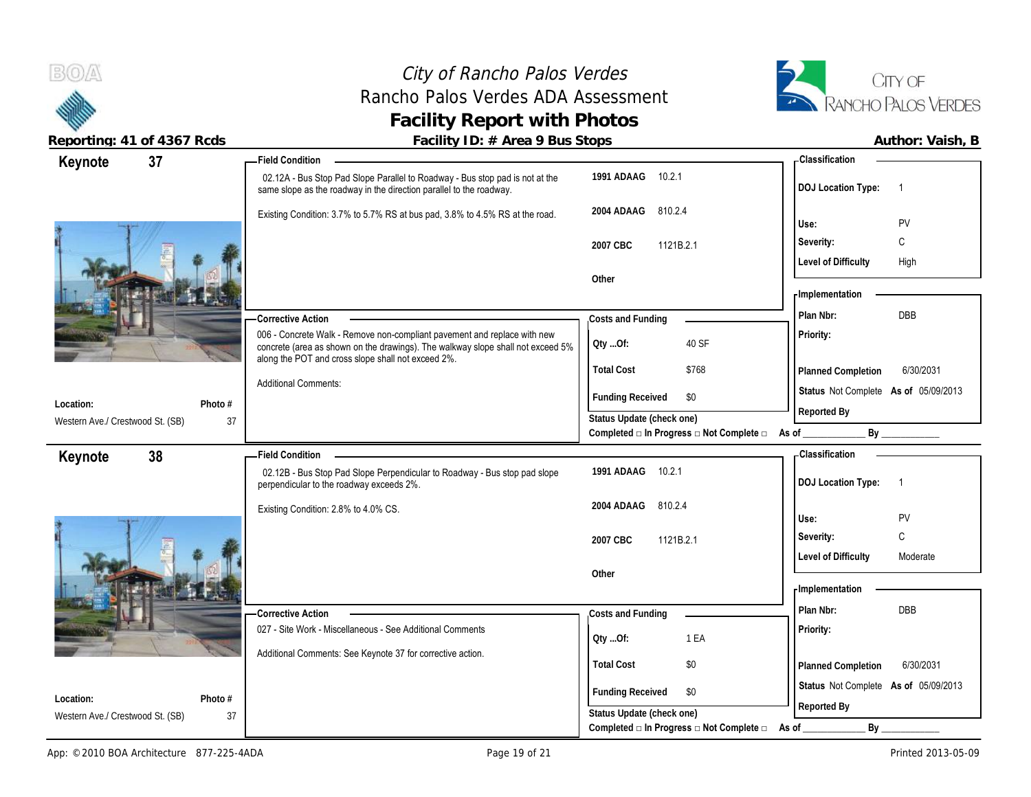# City of Rancho Palos Verdes

## Rancho Palos Verdes ADA Assessment

## Facility Report with Photos

**Reporting: 41 of 4367 Rcds** | **Facility ID: # Area 9 Bus Stops** | **Author: Vaish, B**

---

## Keynote 37

**Field Condition**

02.12A - Bus Stop Pad Slope Parallel to Roadway - Bus stop pad is not at the same slope as the roadway in the direction parallel to the roadway.

Existing Condition: 3.7% to 5.7% RS at bus pad, 3.8% to 4.5% RS at the road.

| Code | Section |
|---|---|
| 1991 ADAAG | 10.2.1 |
| 2004 ADAAG | 810.2.4 |
| 2007 CBC | 1121B.2.1 |
| Other | |

**Classification**

| | |
|---|---|
| DOJ Location Type: | 1 |
| Use: | PV |
| Severity: | C |
| Level of Difficulty | High |

**Corrective Action**

006 - Concrete Walk - Remove non-compliant pavement and replace with new concrete (area as shown on the drawings). The walkway slope shall not exceed 5% along the POT and cross slope shall not exceed 2%.

Additional Comments:

**Costs and Funding**

| | |
|---|---|
| Qty ...Of: | 40 SF |
| Total Cost | $768 |
| Funding Received | $0 |

**Implementation**

| | |
|---|---|
| Plan Nbr: | DBB |
| Priority: | |
| Planned Completion | 6/30/2031 |
| Status | Not Complete As of 05/09/2013 |
| Reported By | |

**Location:** Western Ave./ Crestwood St. (SB)

**Photo #** 37

Status Update (check one)
Completed □ In Progress □ Not Complete □ As of ____________ By ____________

---

## Keynote 38

**Field Condition**

02.12B - Bus Stop Pad Slope Perpendicular to Roadway - Bus stop pad slope perpendicular to the roadway exceeds 2%.

Existing Condition: 2.8% to 4.0% CS.

| Code | Section |
|---|---|
| 1991 ADAAG | 10.2.1 |
| 2004 ADAAG | 810.2.4 |
| 2007 CBC | 1121B.2.1 |
| Other | |

**Classification**

| | |
|---|---|
| DOJ Location Type: | 1 |
| Use: | PV |
| Severity: | C |
| Level of Difficulty | Moderate |

**Corrective Action**

027 - Site Work - Miscellaneous - See Additional Comments

Additional Comments: See Keynote 37 for corrective action.

**Costs and Funding**

| | |
|---|---|
| Qty ...Of: | 1 EA |
| Total Cost | $0 |
| Funding Received | $0 |

**Implementation**

| | |
|---|---|
| Plan Nbr: | DBB |
| Priority: | |
| Planned Completion | 6/30/2031 |
| Status | Not Complete As of 05/09/2013 |
| Reported By | |

**Location:** Western Ave./ Crestwood St. (SB)

**Photo #** 37

Status Update (check one)
Completed □ In Progress □ Not Complete □ As of ____________ By ____________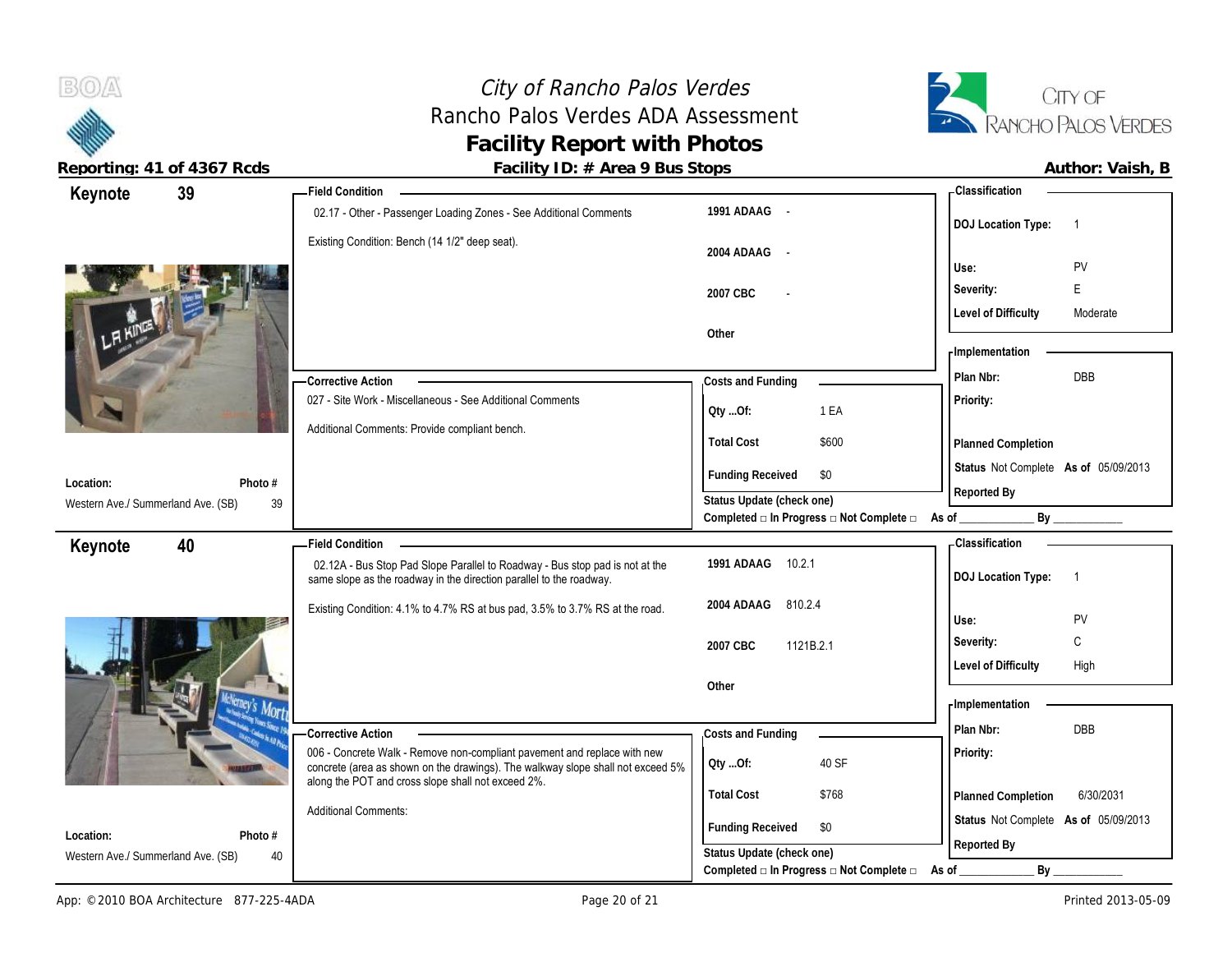# City of Rancho Palos Verdes
## Rancho Palos Verdes ADA Assessment
## Facility Report with Photos

**Reporting: 41 of 4367 Rcds** | **Facility ID: # Area 9 Bus Stops** | **Author: Vaish, B**

---

## Keynote 39

**Location:** Western Ave./ Summerland Ave. (SB)
**Photo #:** 39

**Field Condition**

02.17 - Other - Passenger Loading Zones - See Additional Comments

Existing Condition: Bench (14 1/2" deep seat).

| Code | Section |
|---|---|
| 1991 ADAAG | - |
| 2004 ADAAG | - |
| 2007 CBC | - |
| Other | |

**Classification**

| | |
|---|---|
| DOJ Location Type: | 1 |
| Use: | PV |
| Severity: | E |
| Level of Difficulty | Moderate |

**Corrective Action**

027 - Site Work - Miscellaneous - See Additional Comments

Additional Comments: Provide compliant bench.

**Costs and Funding**

| | |
|---|---|
| Qty ...Of: | 1 EA |
| Total Cost | $600 |
| Funding Received | $0 |

Status Update (check one)
Completed □ In Progress □ Not Complete □ As of ____________ By ____________

**Implementation**

| | |
|---|---|
| Plan Nbr: | DBB |
| Priority: | |
| Planned Completion | |
| Status | Not Complete As of 05/09/2013 |
| Reported By | |

---

## Keynote 40

**Location:** Western Ave./ Summerland Ave. (SB)
**Photo #:** 40

**Field Condition**

02.12A - Bus Stop Pad Slope Parallel to Roadway - Bus stop pad is not at the same slope as the roadway in the direction parallel to the roadway.

Existing Condition: 4.1% to 4.7% RS at bus pad, 3.5% to 3.7% RS at the road.

| Code | Section |
|---|---|
| 1991 ADAAG | 10.2.1 |
| 2004 ADAAG | 810.2.4 |
| 2007 CBC | 1121B.2.1 |
| Other | |

**Classification**

| | |
|---|---|
| DOJ Location Type: | 1 |
| Use: | PV |
| Severity: | C |
| Level of Difficulty | High |

**Corrective Action**

006 - Concrete Walk - Remove non-compliant pavement and replace with new concrete (area as shown on the drawings). The walkway slope shall not exceed 5% along the POT and cross slope shall not exceed 2%.

Additional Comments:

**Costs and Funding**

| | |
|---|---|
| Qty ...Of: | 40 SF |
| Total Cost | $768 |
| Funding Received | $0 |

Status Update (check one)
Completed □ In Progress □ Not Complete □ As of ____________ By ____________

**Implementation**

| | |
|---|---|
| Plan Nbr: | DBB |
| Priority: | |
| Planned Completion | 6/30/2031 |
| Status | Not Complete As of 05/09/2013 |
| Reported By | |

---

App: © 2010 BOA Architecture 877-225-4ADA | Printed 2013-05-09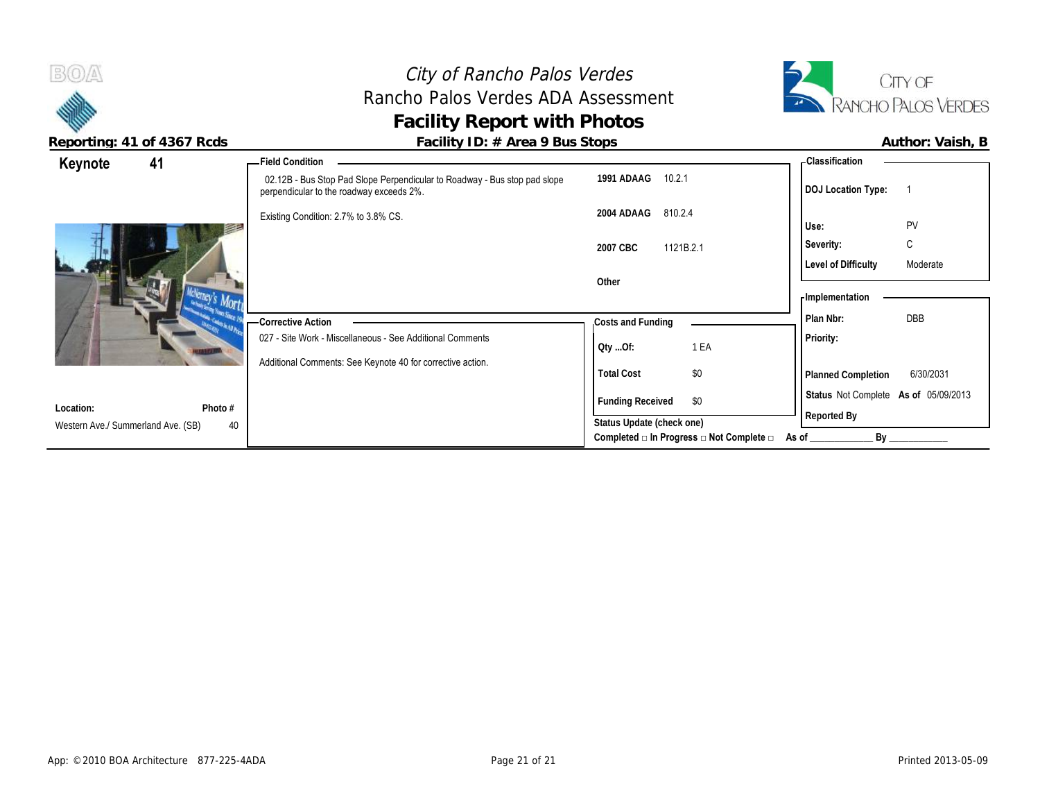# City of Rancho Palos Verdes
## Rancho Palos Verdes ADA Assessment
## Facility Report with Photos

**Reporting: 41 of 4367 Rcds** | **Facility ID: # Area 9 Bus Stops** | **Author: Vaish, B**

**Keynote 41**

**Location:** Western Ave./ Summerland Ave. (SB)
**Photo #** 40

**Field Condition**

02.12B - Bus Stop Pad Slope Perpendicular to Roadway - Bus stop pad slope perpendicular to the roadway exceeds 2%.

Existing Condition: 2.7% to 3.8% CS.

| | |
|---|---|
| 1991 ADAAG | 10.2.1 |
| 2004 ADAAG | 810.2.4 |
| 2007 CBC | 1121B.2.1 |
| Other | |

**Classification**

| | |
|---|---|
| DOJ Location Type: | 1 |
| Use: | PV |
| Severity: | C |
| Level of Difficulty | Moderate |

**Corrective Action**

027 - Site Work - Miscellaneous - See Additional Comments

Additional Comments: See Keynote 40 for corrective action.

**Costs and Funding**

| | |
|---|---|
| Qty ...Of: | 1 EA |
| Total Cost | $0 |
| Funding Received | $0 |

**Implementation**

| | |
|---|---|
| Plan Nbr: | DBB |
| Priority: | |
| Planned Completion | 6/30/2031 |
| Status | Not Complete |
| As of | 05/09/2013 |
| Reported By | |

**Status Update (check one)**

Completed □ In Progress □ Not Complete □ As of ____________ By ____________

App: © 2010 BOA Architecture 877-225-4ADA

Printed 2013-05-09